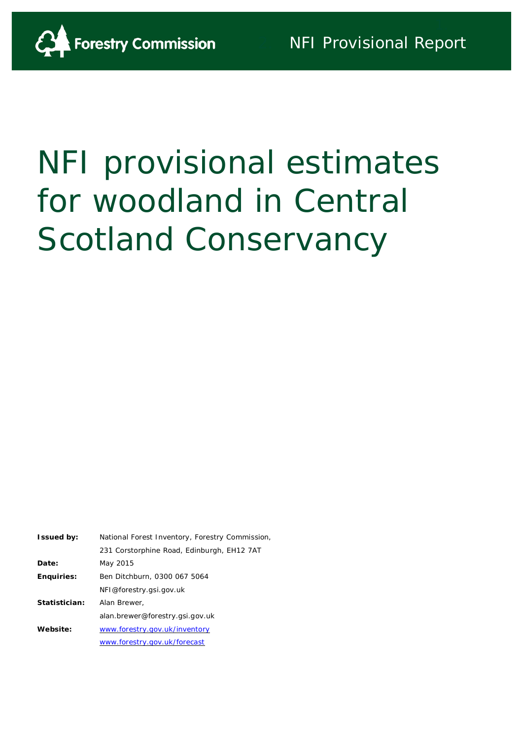Forestry Commission

NFI Provisional Report

# NFI provisional estimates for woodland in Central Scotland Conservancy

| | |
|---|---|
| **Issued by:** | National Forest Inventory, Forestry Commission, |
| | 231 Corstorphine Road, Edinburgh, EH12 7AT |
| **Date:** | May 2015 |
| **Enquiries:** | Ben Ditchburn, 0300 067 5064 |
| | NFI@forestry.gsi.gov.uk |
| **Statistician:** | Alan Brewer, |
| | alan.brewer@forestry.gsi.gov.uk |
| **Website:** | www.forestry.gov.uk/inventory |
| | www.forestry.gov.uk/forecast |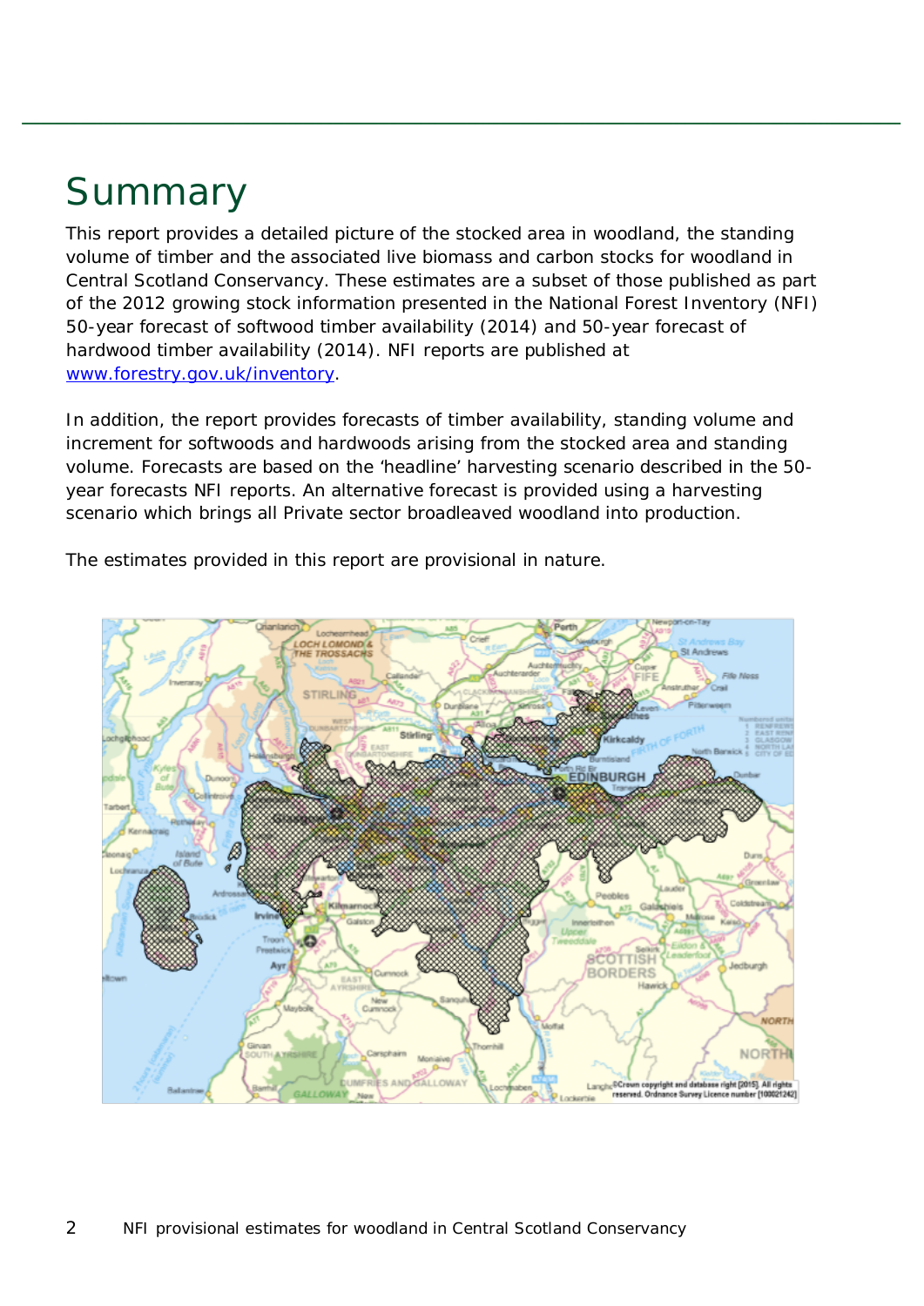# Summary

This report provides a detailed picture of the stocked area in woodland, the standing volume of timber and the associated live biomass and carbon stocks for woodland in Central Scotland Conservancy. These estimates are a subset of those published as part of the 2012 growing stock information presented in the National Forest Inventory (NFI) 50-year forecast of softwood timber availability (2014) and 50-year forecast of hardwood timber availability (2014). NFI reports are published at [www.forestry.gov.uk/inventory](http://www.forestry.gov.uk/inventory).

In addition, the report provides forecasts of timber availability, standing volume and increment for softwoods and hardwoods arising from the stocked area and standing volume. Forecasts are based on the 'headline' harvesting scenario described in the 50-year forecasts NFI reports. An alternative forecast is provided using a harvesting scenario which brings all Private sector broadleaved woodland into production.

The estimates provided in this report are provisional in nature.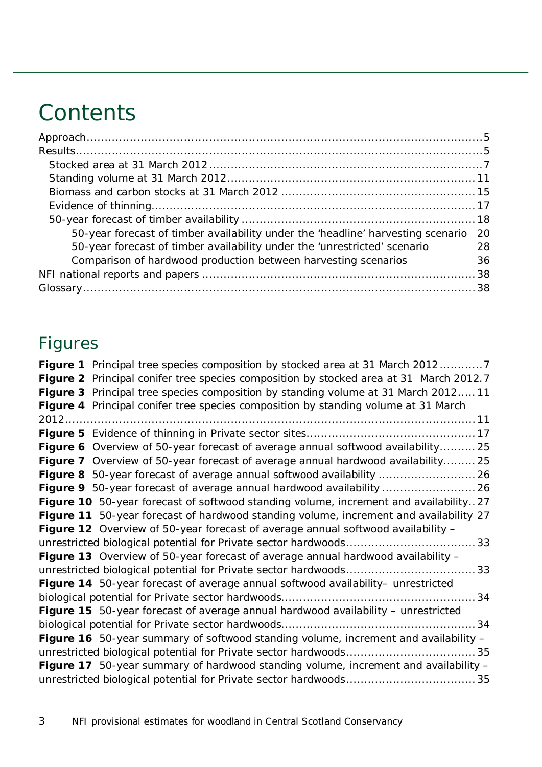# Contents

Approach ... 5
Results ... 5
- Stocked area at 31 March 2012 ... 7
- Standing volume at 31 March 2012 ... 11
- Biomass and carbon stocks at 31 March 2012 ... 15
- Evidence of thinning ... 17
- 50-year forecast of timber availability ... 18
    - 50-year forecast of timber availability under the 'headline' harvesting scenario 20
    - 50-year forecast of timber availability under the 'unrestricted' scenario 28
    - Comparison of hardwood production between harvesting scenarios 36

NFI national reports and papers ... 38
Glossary ... 38

## Figures

**Figure 1** Principal tree species composition by stocked area at 31 March 2012 ... 7
**Figure 2** Principal conifer tree species composition by stocked area at 31 March 2012. 7
**Figure 3** Principal tree species composition by standing volume at 31 March 2012 ... 11
**Figure 4** Principal conifer tree species composition by standing volume at 31 March 2012 ... 11
**Figure 5** Evidence of thinning in Private sector sites ... 17
**Figure 6** Overview of 50-year forecast of average annual softwood availability ... 25
**Figure 7** Overview of 50-year forecast of average annual hardwood availability ... 25
**Figure 8** 50-year forecast of average annual softwood availability ... 26
**Figure 9** 50-year forecast of average annual hardwood availability ... 26
**Figure 10** 50-year forecast of softwood standing volume, increment and availability .. 27
**Figure 11** 50-year forecast of hardwood standing volume, increment and availability 27
**Figure 12** Overview of 50-year forecast of average annual softwood availability – unrestricted biological potential for Private sector hardwoods ... 33
**Figure 13** Overview of 50-year forecast of average annual hardwood availability – unrestricted biological potential for Private sector hardwoods ... 33
**Figure 14** 50-year forecast of average annual softwood availability– unrestricted biological potential for Private sector hardwoods ... 34
**Figure 15** 50-year forecast of average annual hardwood availability – unrestricted biological potential for Private sector hardwoods ... 34
**Figure 16** 50-year summary of softwood standing volume, increment and availability – unrestricted biological potential for Private sector hardwoods ... 35
**Figure 17** 50-year summary of hardwood standing volume, increment and availability – unrestricted biological potential for Private sector hardwoods ... 35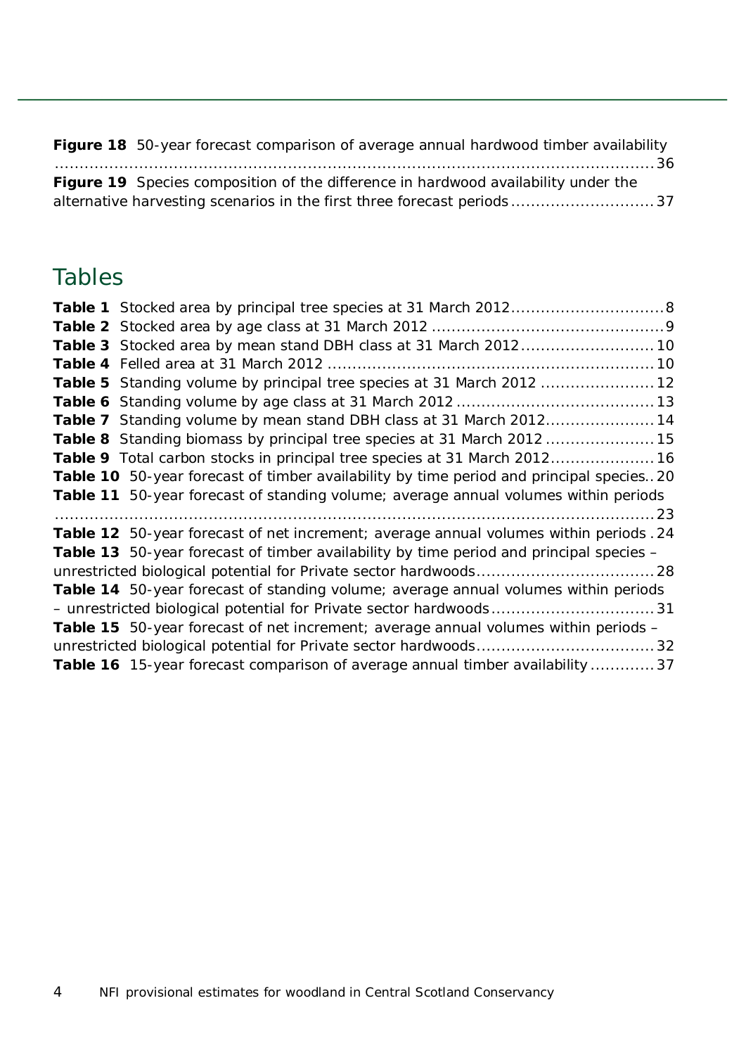**Figure 18** 50-year forecast comparison of average annual hardwood timber availability ........................................................................................................................ 36

**Figure 19** Species composition of the difference in hardwood availability under the alternative harvesting scenarios in the first three forecast periods ............................ 37

## Tables

**Table 1** Stocked area by principal tree species at 31 March 2012.............................. 8

**Table 2** Stocked area by age class at 31 March 2012 .............................................. 9

**Table 3** Stocked area by mean stand DBH class at 31 March 2012.......................... 10

**Table 4** Felled area at 31 March 2012 ................................................................. 10

**Table 5** Standing volume by principal tree species at 31 March 2012 ...................... 12

**Table 6** Standing volume by age class at 31 March 2012 ....................................... 13

**Table 7** Standing volume by mean stand DBH class at 31 March 2012..................... 14

**Table 8** Standing biomass by principal tree species at 31 March 2012 ..................... 15

**Table 9** Total carbon stocks in principal tree species at 31 March 2012.................... 16

**Table 10** 50-year forecast of timber availability by time period and principal species.. 20

**Table 11** 50-year forecast of standing volume; average annual volumes within periods ........................................................................................................................ 23

**Table 12** 50-year forecast of net increment; average annual volumes within periods . 24

**Table 13** 50-year forecast of timber availability by time period and principal species – unrestricted biological potential for Private sector hardwoods.................................... 28

**Table 14** 50-year forecast of standing volume; average annual volumes within periods – unrestricted biological potential for Private sector hardwoods................................. 31

**Table 15** 50-year forecast of net increment; average annual volumes within periods – unrestricted biological potential for Private sector hardwoods.................................... 32

**Table 16** 15-year forecast comparison of average annual timber availability ............. 37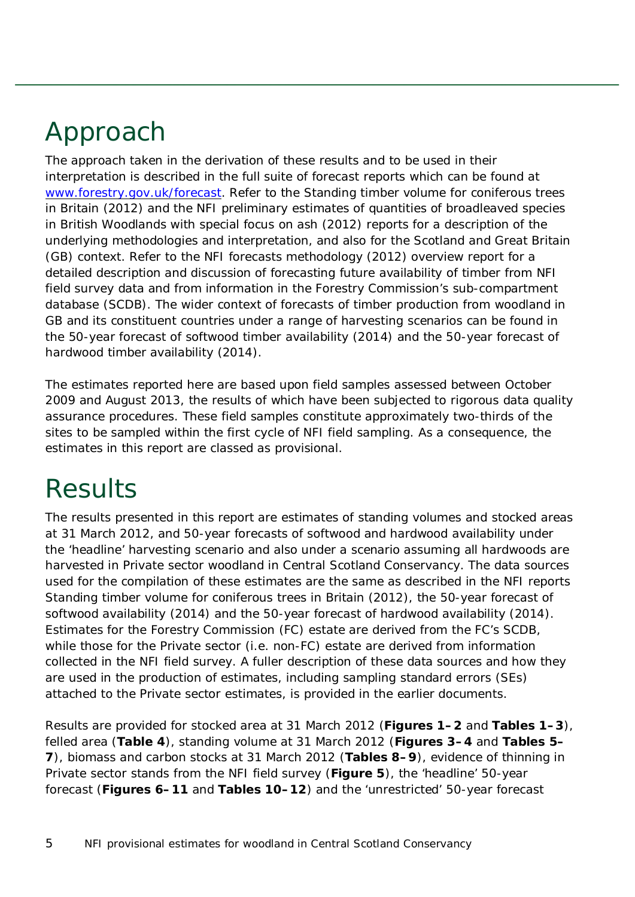# Approach

The approach taken in the derivation of these results and to be used in their interpretation is described in the full suite of forecast reports which can be found at [www.forestry.gov.uk/forecast](www.forestry.gov.uk/forecast). Refer to the Standing timber volume for coniferous trees in Britain (2012) and the NFI preliminary estimates of quantities of broadleaved species in British Woodlands with special focus on ash (2012) reports for a description of the underlying methodologies and interpretation, and also for the Scotland and Great Britain (GB) context. Refer to the NFI forecasts methodology (2012) overview report for a detailed description and discussion of forecasting future availability of timber from NFI field survey data and from information in the Forestry Commission's sub-compartment database (SCDB). The wider context of forecasts of timber production from woodland in GB and its constituent countries under a range of harvesting scenarios can be found in the 50-year forecast of softwood timber availability (2014) and the 50-year forecast of hardwood timber availability (2014).

The estimates reported here are based upon field samples assessed between October 2009 and August 2013, the results of which have been subjected to rigorous data quality assurance procedures. These field samples constitute approximately two-thirds of the sites to be sampled within the first cycle of NFI field sampling. As a consequence, the estimates in this report are classed as provisional.

# Results

The results presented in this report are estimates of standing volumes and stocked areas at 31 March 2012, and 50-year forecasts of softwood and hardwood availability under the 'headline' harvesting scenario and also under a scenario assuming all hardwoods are harvested in Private sector woodland in Central Scotland Conservancy. The data sources used for the compilation of these estimates are the same as described in the NFI reports Standing timber volume for coniferous trees in Britain (2012), the 50-year forecast of softwood availability (2014) and the 50-year forecast of hardwood availability (2014). Estimates for the Forestry Commission (FC) estate are derived from the FC's SCDB, while those for the Private sector (i.e. non-FC) estate are derived from information collected in the NFI field survey. A fuller description of these data sources and how they are used in the production of estimates, including sampling standard errors (SEs) attached to the Private sector estimates, is provided in the earlier documents.

Results are provided for stocked area at 31 March 2012 (**Figures 1–2** and **Tables 1–3**), felled area (**Table 4**), standing volume at 31 March 2012 (**Figures 3–4** and **Tables 5–7**), biomass and carbon stocks at 31 March 2012 (**Tables 8–9**), evidence of thinning in Private sector stands from the NFI field survey (**Figure 5**), the 'headline' 50-year forecast (**Figures 6–11** and **Tables 10–12**) and the 'unrestricted' 50-year forecast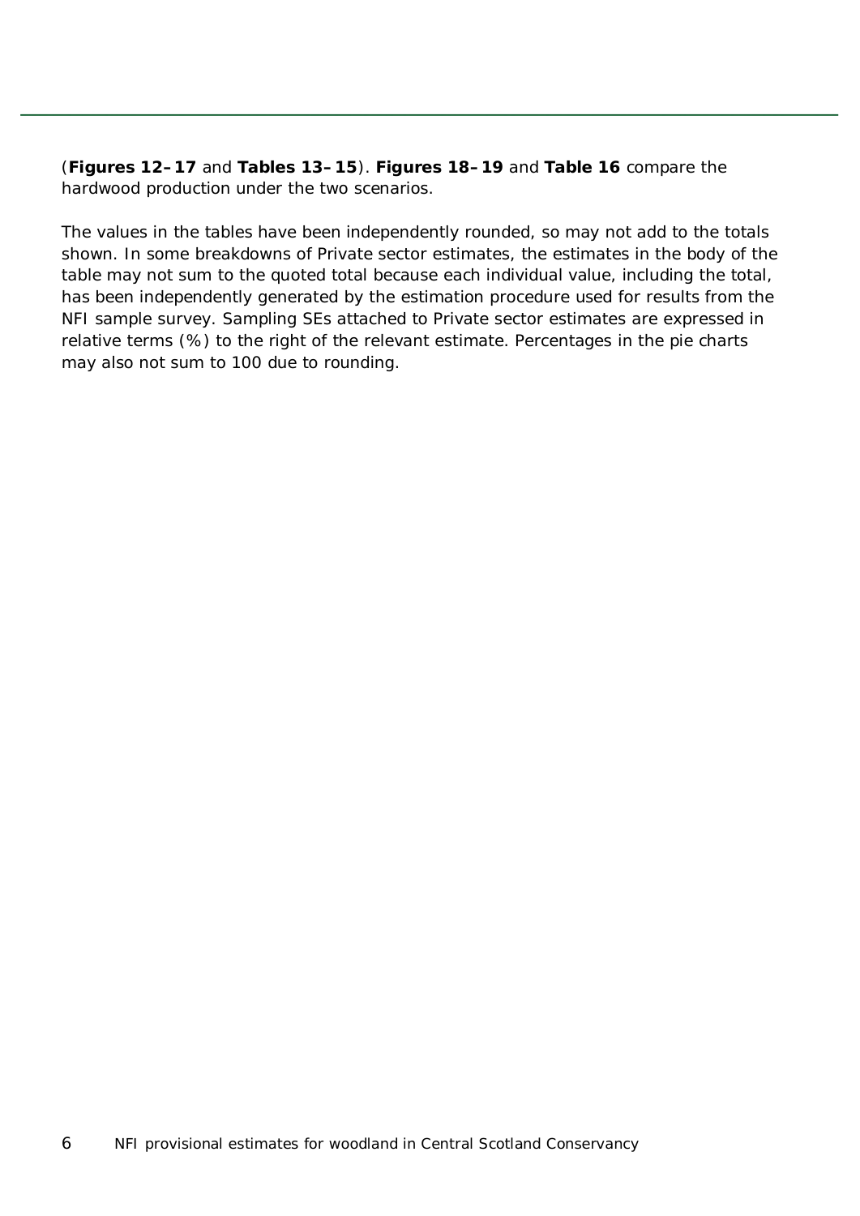(**Figures 12–17** and **Tables 13–15**). **Figures 18–19** and **Table 16** compare the hardwood production under the two scenarios.

The values in the tables have been independently rounded, so may not add to the totals shown. In some breakdowns of Private sector estimates, the estimates in the body of the table may not sum to the quoted total because each individual value, including the total, has been independently generated by the estimation procedure used for results from the NFI sample survey. Sampling SEs attached to Private sector estimates are expressed in relative terms (%) to the right of the relevant estimate. Percentages in the pie charts may also not sum to 100 due to rounding.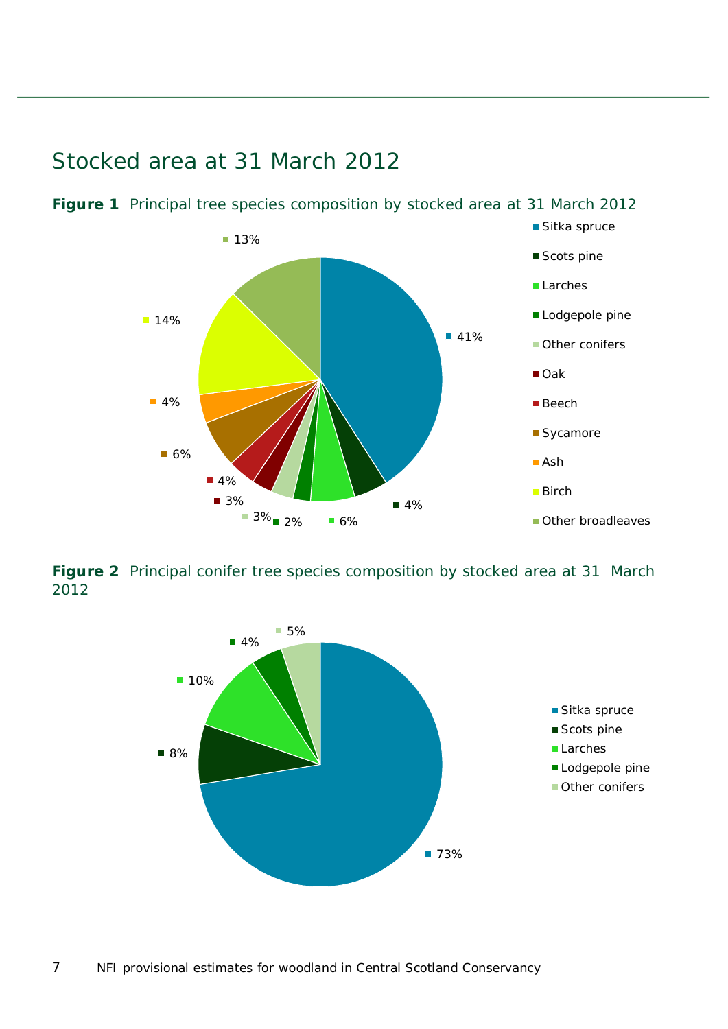## Stocked area at 31 March 2012

**Figure 1** Principal tree species composition by stocked area at 31 March 2012

| Species | % |
|---|---|
| Sitka spruce | 41% |
| Scots pine | 4% |
| Larches | 6% |
| Lodgepole pine | 2% |
| Other conifers | 3% |
| Oak | 3% |
| Beech | 4% |
| Sycamore | 6% |
| Ash | 4% |
| Birch | 14% |
| Other broadleaves | 13% |

**Figure 2** Principal conifer tree species composition by stocked area at 31 March 2012

| Species | % |
|---|---|
| Sitka spruce | 73% |
| Scots pine | 8% |
| Larches | 10% |
| Lodgepole pine | 4% |
| Other conifers | 5% |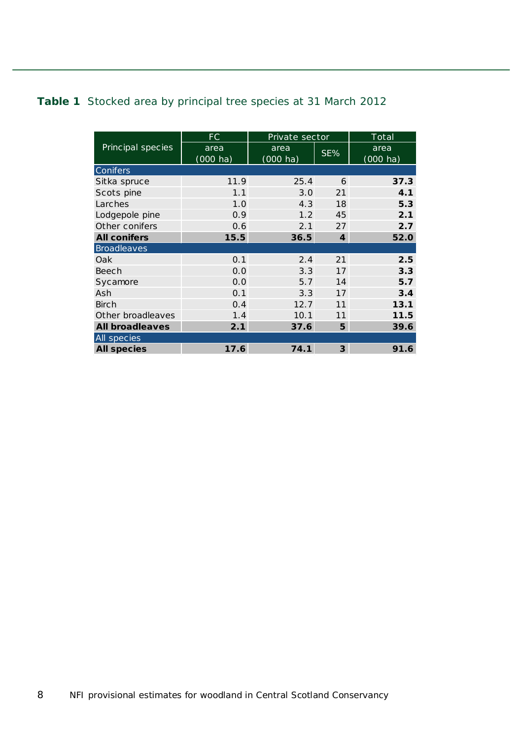**Table 1** Stocked area by principal tree species at 31 March 2012

| Principal species | FC | Private sector | | Total |
|---|---|---|---|---|
| | area (000 ha) | area (000 ha) | SE% | area (000 ha) |
| Conifers | | | | |
| Sitka spruce | 11.9 | 25.4 | 6 | **37.3** |
| Scots pine | 1.1 | 3.0 | 21 | **4.1** |
| Larches | 1.0 | 4.3 | 18 | **5.3** |
| Lodgepole pine | 0.9 | 1.2 | 45 | **2.1** |
| Other conifers | 0.6 | 2.1 | 27 | **2.7** |
| **All conifers** | **15.5** | **36.5** | **4** | **52.0** |
| Broadleaves | | | | |
| Oak | 0.1 | 2.4 | 21 | **2.5** |
| Beech | 0.0 | 3.3 | 17 | **3.3** |
| Sycamore | 0.0 | 5.7 | 14 | **5.7** |
| Ash | 0.1 | 3.3 | 17 | **3.4** |
| Birch | 0.4 | 12.7 | 11 | **13.1** |
| Other broadleaves | 1.4 | 10.1 | 11 | **11.5** |
| **All broadleaves** | **2.1** | **37.6** | **5** | **39.6** |
| All species | | | | |
| **All species** | **17.6** | **74.1** | **3** | **91.6** |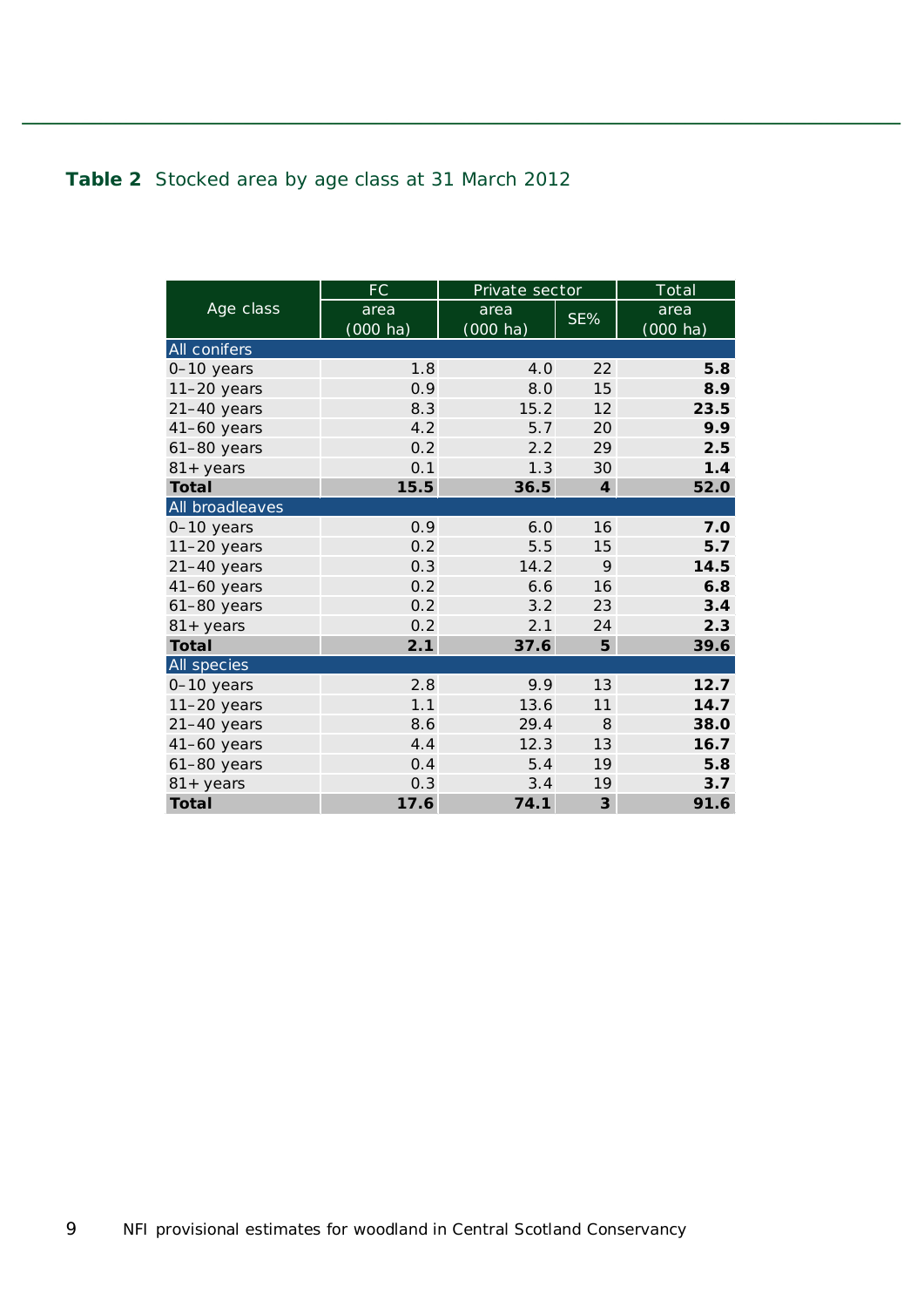**Table 2** Stocked area by age class at 31 March 2012

| Age class | FC | Private sector | | Total |
|---|---|---|---|---|
| | area (000 ha) | area (000 ha) | SE% | area (000 ha) |
| **All conifers** | | | | |
| 0–10 years | 1.8 | 4.0 | 22 | **5.8** |
| 11–20 years | 0.9 | 8.0 | 15 | **8.9** |
| 21–40 years | 8.3 | 15.2 | 12 | **23.5** |
| 41–60 years | 4.2 | 5.7 | 20 | **9.9** |
| 61–80 years | 0.2 | 2.2 | 29 | **2.5** |
| 81+ years | 0.1 | 1.3 | 30 | **1.4** |
| **Total** | **15.5** | **36.5** | **4** | **52.0** |
| **All broadleaves** | | | | |
| 0–10 years | 0.9 | 6.0 | 16 | **7.0** |
| 11–20 years | 0.2 | 5.5 | 15 | **5.7** |
| 21–40 years | 0.3 | 14.2 | 9 | **14.5** |
| 41–60 years | 0.2 | 6.6 | 16 | **6.8** |
| 61–80 years | 0.2 | 3.2 | 23 | **3.4** |
| 81+ years | 0.2 | 2.1 | 24 | **2.3** |
| **Total** | **2.1** | **37.6** | **5** | **39.6** |
| **All species** | | | | |
| 0–10 years | 2.8 | 9.9 | 13 | **12.7** |
| 11–20 years | 1.1 | 13.6 | 11 | **14.7** |
| 21–40 years | 8.6 | 29.4 | 8 | **38.0** |
| 41–60 years | 4.4 | 12.3 | 13 | **16.7** |
| 61–80 years | 0.4 | 5.4 | 19 | **5.8** |
| 81+ years | 0.3 | 3.4 | 19 | **3.7** |
| **Total** | **17.6** | **74.1** | **3** | **91.6** |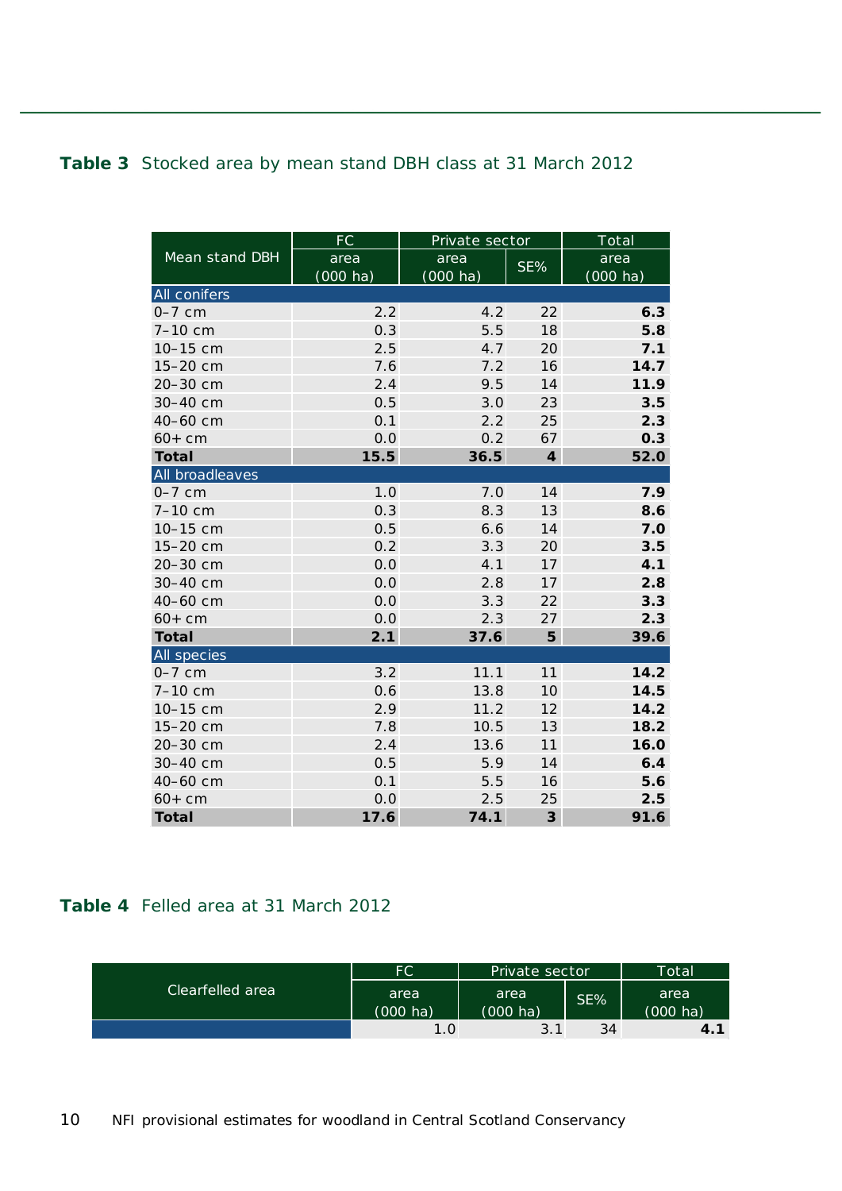**Table 3** Stocked area by mean stand DBH class at 31 March 2012

| Mean stand DBH | FC | Private sector | | Total |
|---|---|---|---|---|
| | area (000 ha) | area (000 ha) | SE% | area (000 ha) |
| **All conifers** | | | | |
| 0–7 cm | 2.2 | 4.2 | 22 | **6.3** |
| 7–10 cm | 0.3 | 5.5 | 18 | **5.8** |
| 10–15 cm | 2.5 | 4.7 | 20 | **7.1** |
| 15–20 cm | 7.6 | 7.2 | 16 | **14.7** |
| 20–30 cm | 2.4 | 9.5 | 14 | **11.9** |
| 30–40 cm | 0.5 | 3.0 | 23 | **3.5** |
| 40–60 cm | 0.1 | 2.2 | 25 | **2.3** |
| 60+ cm | 0.0 | 0.2 | 67 | **0.3** |
| **Total** | **15.5** | **36.5** | **4** | **52.0** |
| **All broadleaves** | | | | |
| 0–7 cm | 1.0 | 7.0 | 14 | **7.9** |
| 7–10 cm | 0.3 | 8.3 | 13 | **8.6** |
| 10–15 cm | 0.5 | 6.6 | 14 | **7.0** |
| 15–20 cm | 0.2 | 3.3 | 20 | **3.5** |
| 20–30 cm | 0.0 | 4.1 | 17 | **4.1** |
| 30–40 cm | 0.0 | 2.8 | 17 | **2.8** |
| 40–60 cm | 0.0 | 3.3 | 22 | **3.3** |
| 60+ cm | 0.0 | 2.3 | 27 | **2.3** |
| **Total** | **2.1** | **37.6** | **5** | **39.6** |
| **All species** | | | | |
| 0–7 cm | 3.2 | 11.1 | 11 | **14.2** |
| 7–10 cm | 0.6 | 13.8 | 10 | **14.5** |
| 10–15 cm | 2.9 | 11.2 | 12 | **14.2** |
| 15–20 cm | 7.8 | 10.5 | 13 | **18.2** |
| 20–30 cm | 2.4 | 13.6 | 11 | **16.0** |
| 30–40 cm | 0.5 | 5.9 | 14 | **6.4** |
| 40–60 cm | 0.1 | 5.5 | 16 | **5.6** |
| 60+ cm | 0.0 | 2.5 | 25 | **2.5** |
| **Total** | **17.6** | **74.1** | **3** | **91.6** |

**Table 4** Felled area at 31 March 2012

| Clearfelled area | FC | Private sector | | Total |
|---|---|---|---|---|
| | area (000 ha) | area (000 ha) | SE% | area (000 ha) |
| | 1.0 | 3.1 | 34 | **4.1** |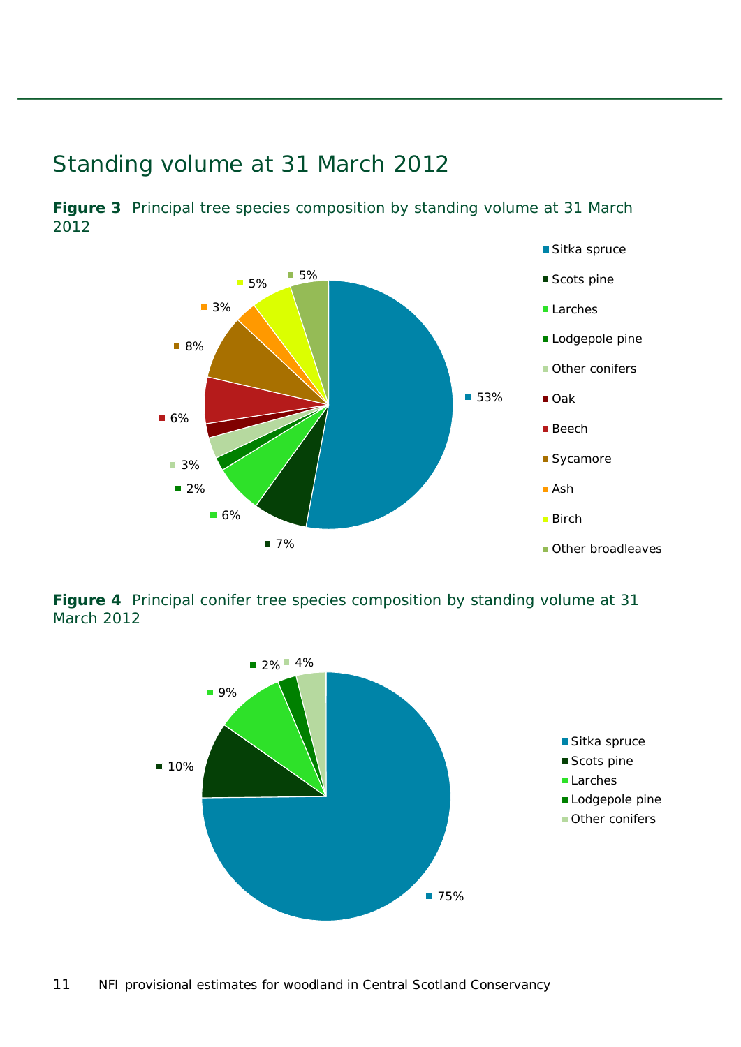## Standing volume at 31 March 2012

**Figure 3** Principal tree species composition by standing volume at 31 March 2012

| Species | Percentage |
|---|---|
| Sitka spruce | 53% |
| Scots pine | 7% |
| Larches | 6% |
| Lodgepole pine | 2% |
| Other conifers | 3% |
| Oak | |
| Beech | 6% |
| Sycamore | 8% |
| Ash | 3% |
| Birch | 5% |
| Other broadleaves | 5% |

**Figure 4** Principal conifer tree species composition by standing volume at 31 March 2012

| Species | Percentage |
|---|---|
| Sitka spruce | 75% |
| Scots pine | 10% |
| Larches | 9% |
| Lodgepole pine | 2% |
| Other conifers | 4% |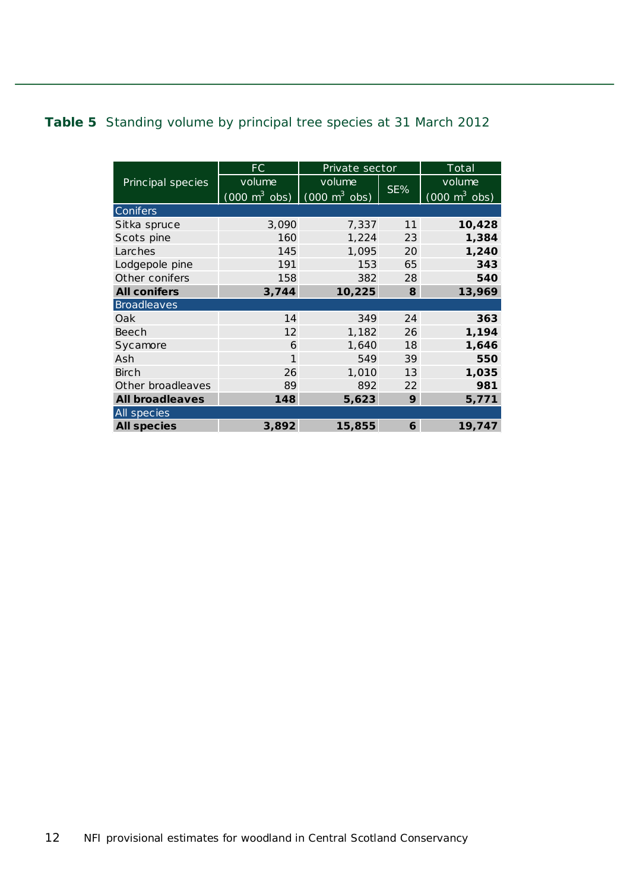**Table 5** Standing volume by principal tree species at 31 March 2012

| Principal species | FC volume (000 $m^3$ obs) | Private sector volume (000 $m^3$ obs) | Private sector SE% | Total volume (000 $m^3$ obs) |
|---|---|---|---|---|
| **Conifers** | | | | |
| Sitka spruce | 3,090 | 7,337 | 11 | **10,428** |
| Scots pine | 160 | 1,224 | 23 | **1,384** |
| Larches | 145 | 1,095 | 20 | **1,240** |
| Lodgepole pine | 191 | 153 | 65 | **343** |
| Other conifers | 158 | 382 | 28 | **540** |
| **All conifers** | **3,744** | **10,225** | **8** | **13,969** |
| **Broadleaves** | | | | |
| Oak | 14 | 349 | 24 | **363** |
| Beech | 12 | 1,182 | 26 | **1,194** |
| Sycamore | 6 | 1,640 | 18 | **1,646** |
| Ash | 1 | 549 | 39 | **550** |
| Birch | 26 | 1,010 | 13 | **1,035** |
| Other broadleaves | 89 | 892 | 22 | **981** |
| **All broadleaves** | **148** | **5,623** | **9** | **5,771** |
| **All species** | | | | |
| **All species** | **3,892** | **15,855** | **6** | **19,747** |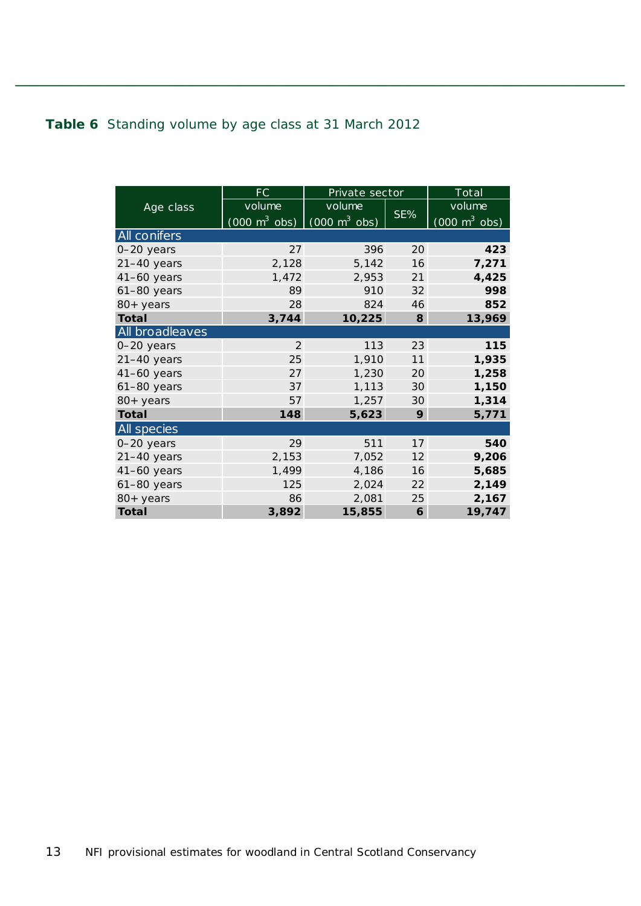**Table 6** Standing volume by age class at 31 March 2012

| Age class | FC volume (000 m$^3$ obs) | Private sector volume (000 m$^3$ obs) | Private sector SE% | Total volume (000 m$^3$ obs) |
|---|---|---|---|---|
| **All conifers** | | | | |
| 0–20 years | 27 | 396 | 20 | **423** |
| 21–40 years | 2,128 | 5,142 | 16 | **7,271** |
| 41–60 years | 1,472 | 2,953 | 21 | **4,425** |
| 61–80 years | 89 | 910 | 32 | **998** |
| 80+ years | 28 | 824 | 46 | **852** |
| **Total** | **3,744** | **10,225** | **8** | **13,969** |
| **All broadleaves** | | | | |
| 0–20 years | 2 | 113 | 23 | **115** |
| 21–40 years | 25 | 1,910 | 11 | **1,935** |
| 41–60 years | 27 | 1,230 | 20 | **1,258** |
| 61–80 years | 37 | 1,113 | 30 | **1,150** |
| 80+ years | 57 | 1,257 | 30 | **1,314** |
| **Total** | **148** | **5,623** | **9** | **5,771** |
| **All species** | | | | |
| 0–20 years | 29 | 511 | 17 | **540** |
| 21–40 years | 2,153 | 7,052 | 12 | **9,206** |
| 41–60 years | 1,499 | 4,186 | 16 | **5,685** |
| 61–80 years | 125 | 2,024 | 22 | **2,149** |
| 80+ years | 86 | 2,081 | 25 | **2,167** |
| **Total** | **3,892** | **15,855** | **6** | **19,747** |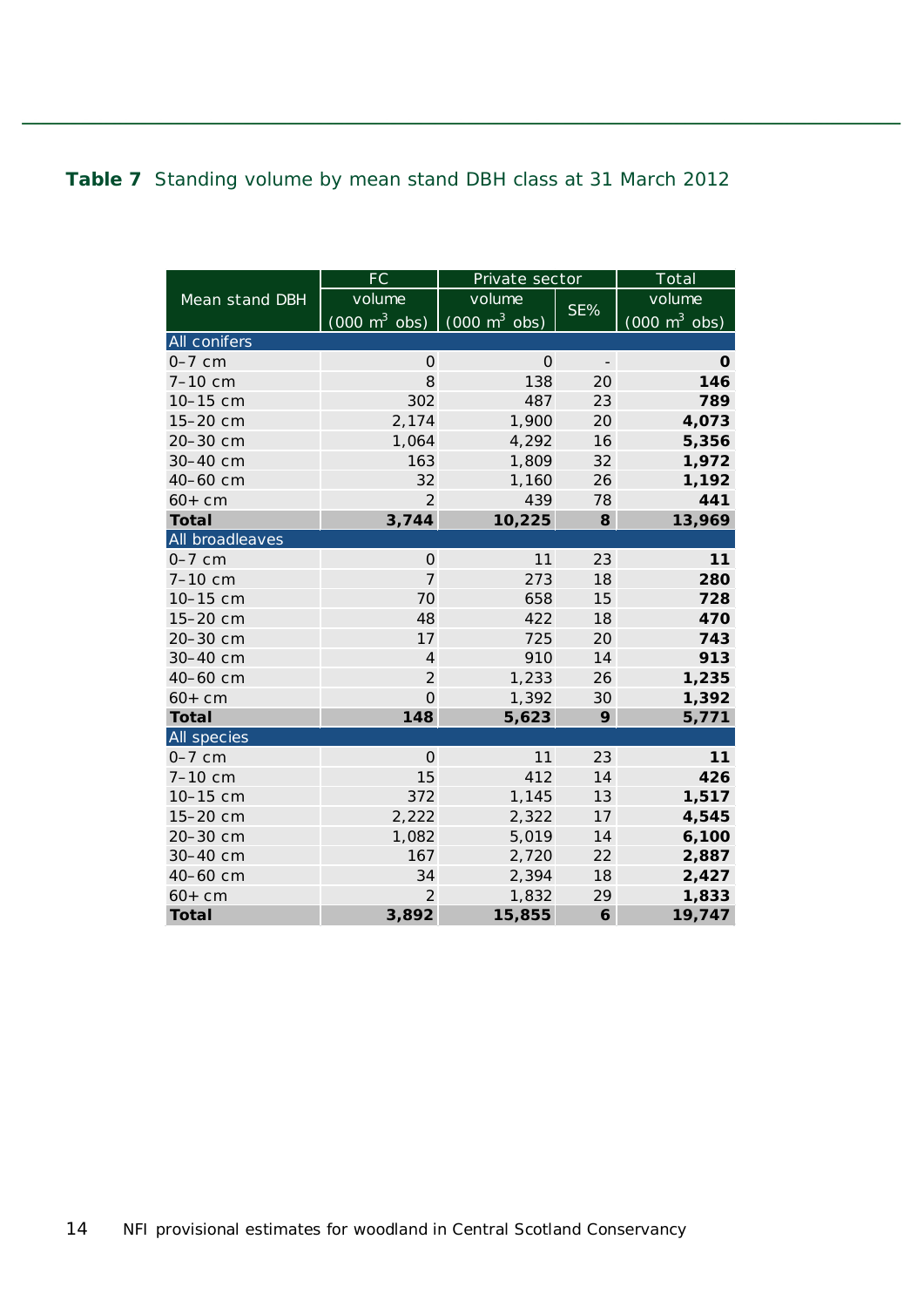**Table 7** Standing volume by mean stand DBH class at 31 March 2012

| Mean stand DBH | FC | Private sector | | Total |
|---|---|---|---|---|
| | volume (000 $m^3$ obs) | volume (000 $m^3$ obs) | SE% | volume (000 $m^3$ obs) |
| **All conifers** | | | | |
| 0–7 cm | 0 | 0 | - | **0** |
| 7–10 cm | 8 | 138 | 20 | **146** |
| 10–15 cm | 302 | 487 | 23 | **789** |
| 15–20 cm | 2,174 | 1,900 | 20 | **4,073** |
| 20–30 cm | 1,064 | 4,292 | 16 | **5,356** |
| 30–40 cm | 163 | 1,809 | 32 | **1,972** |
| 40–60 cm | 32 | 1,160 | 26 | **1,192** |
| 60+ cm | 2 | 439 | 78 | **441** |
| **Total** | **3,744** | **10,225** | **8** | **13,969** |
| **All broadleaves** | | | | |
| 0–7 cm | 0 | 11 | 23 | **11** |
| 7–10 cm | 7 | 273 | 18 | **280** |
| 10–15 cm | 70 | 658 | 15 | **728** |
| 15–20 cm | 48 | 422 | 18 | **470** |
| 20–30 cm | 17 | 725 | 20 | **743** |
| 30–40 cm | 4 | 910 | 14 | **913** |
| 40–60 cm | 2 | 1,233 | 26 | **1,235** |
| 60+ cm | 0 | 1,392 | 30 | **1,392** |
| **Total** | **148** | **5,623** | **9** | **5,771** |
| **All species** | | | | |
| 0–7 cm | 0 | 11 | 23 | **11** |
| 7–10 cm | 15 | 412 | 14 | **426** |
| 10–15 cm | 372 | 1,145 | 13 | **1,517** |
| 15–20 cm | 2,222 | 2,322 | 17 | **4,545** |
| 20–30 cm | 1,082 | 5,019 | 14 | **6,100** |
| 30–40 cm | 167 | 2,720 | 22 | **2,887** |
| 40–60 cm | 34 | 2,394 | 18 | **2,427** |
| 60+ cm | 2 | 1,832 | 29 | **1,833** |
| **Total** | **3,892** | **15,855** | **6** | **19,747** |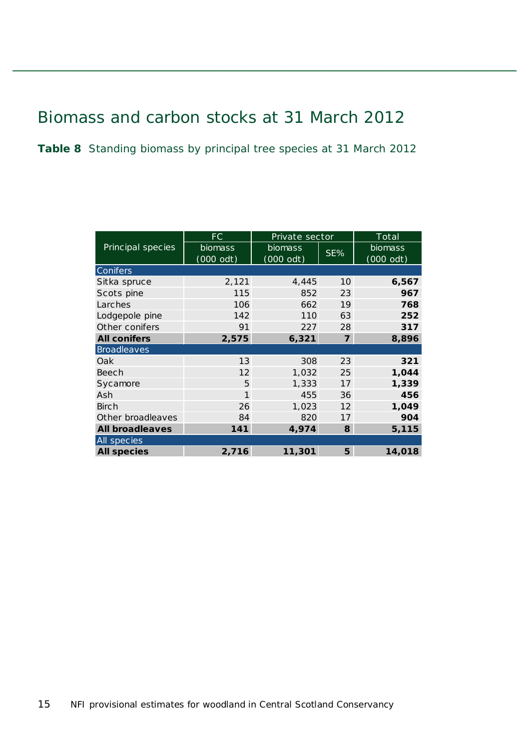# Biomass and carbon stocks at 31 March 2012

**Table 8** Standing biomass by principal tree species at 31 March 2012

| Principal species | FC | Private sector | | Total |
|---|---|---|---|---|
| | biomass (000 odt) | biomass (000 odt) | SE% | biomass (000 odt) |
| Conifers | | | | |
| Sitka spruce | 2,121 | 4,445 | 10 | **6,567** |
| Scots pine | 115 | 852 | 23 | **967** |
| Larches | 106 | 662 | 19 | **768** |
| Lodgepole pine | 142 | 110 | 63 | **252** |
| Other conifers | 91 | 227 | 28 | **317** |
| **All conifers** | **2,575** | **6,321** | **7** | **8,896** |
| Broadleaves | | | | |
| Oak | 13 | 308 | 23 | **321** |
| Beech | 12 | 1,032 | 25 | **1,044** |
| Sycamore | 5 | 1,333 | 17 | **1,339** |
| Ash | 1 | 455 | 36 | **456** |
| Birch | 26 | 1,023 | 12 | **1,049** |
| Other broadleaves | 84 | 820 | 17 | **904** |
| **All broadleaves** | **141** | **4,974** | **8** | **5,115** |
| All species | | | | |
| **All species** | **2,716** | **11,301** | **5** | **14,018** |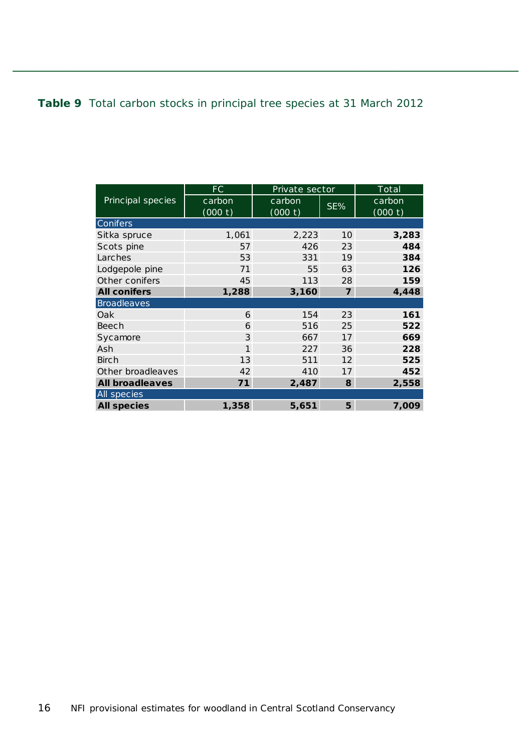**Table 9** Total carbon stocks in principal tree species at 31 March 2012

| Principal species | FC | Private sector | | Total |
|---|---|---|---|---|
| | carbon (000 t) | carbon (000 t) | SE% | carbon (000 t) |
| **Conifers** | | | | |
| Sitka spruce | 1,061 | 2,223 | 10 | **3,283** |
| Scots pine | 57 | 426 | 23 | **484** |
| Larches | 53 | 331 | 19 | **384** |
| Lodgepole pine | 71 | 55 | 63 | **126** |
| Other conifers | 45 | 113 | 28 | **159** |
| **All conifers** | **1,288** | **3,160** | **7** | **4,448** |
| **Broadleaves** | | | | |
| Oak | 6 | 154 | 23 | **161** |
| Beech | 6 | 516 | 25 | **522** |
| Sycamore | 3 | 667 | 17 | **669** |
| Ash | 1 | 227 | 36 | **228** |
| Birch | 13 | 511 | 12 | **525** |
| Other broadleaves | 42 | 410 | 17 | **452** |
| **All broadleaves** | **71** | **2,487** | **8** | **2,558** |
| **All species** | | | | |
| **All species** | **1,358** | **5,651** | **5** | **7,009** |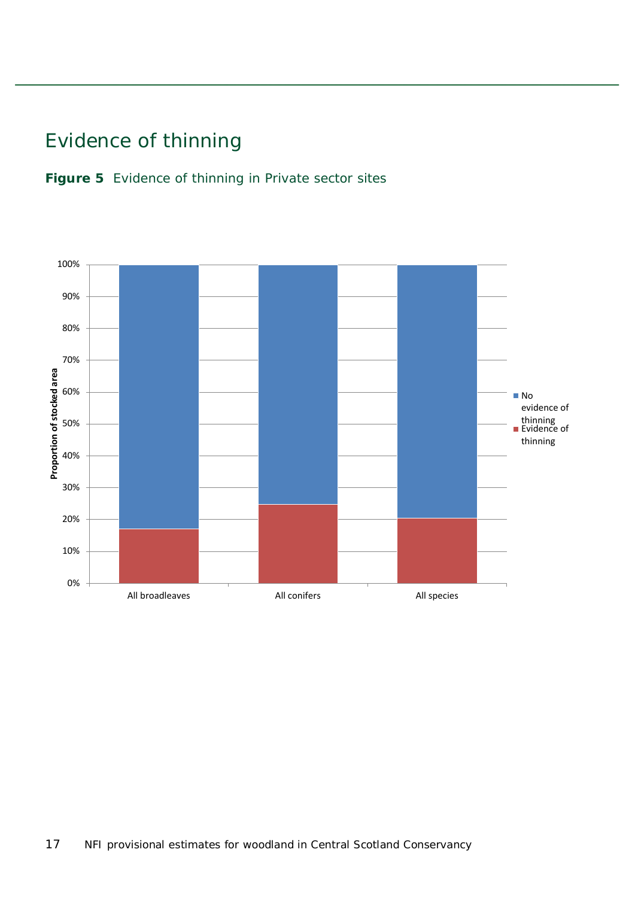## Evidence of thinning

**Figure 5** Evidence of thinning in Private sector sites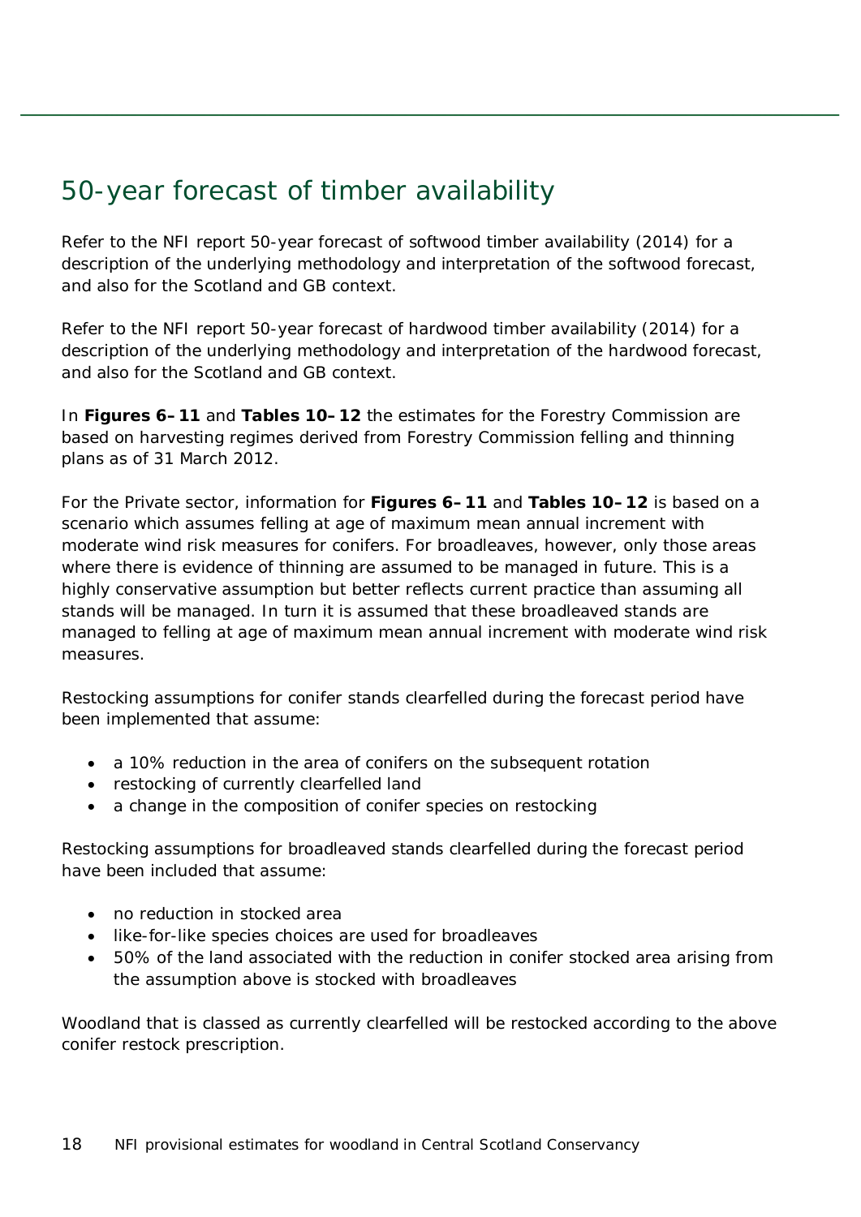# 50-year forecast of timber availability

Refer to the NFI report 50-year forecast of softwood timber availability (2014) for a description of the underlying methodology and interpretation of the softwood forecast, and also for the Scotland and GB context.

Refer to the NFI report 50-year forecast of hardwood timber availability (2014) for a description of the underlying methodology and interpretation of the hardwood forecast, and also for the Scotland and GB context.

In **Figures 6–11** and **Tables 10–12** the estimates for the Forestry Commission are based on harvesting regimes derived from Forestry Commission felling and thinning plans as of 31 March 2012.

For the Private sector, information for **Figures 6–11** and **Tables 10–12** is based on a scenario which assumes felling at age of maximum mean annual increment with moderate wind risk measures for conifers. For broadleaves, however, only those areas where there is evidence of thinning are assumed to be managed in future. This is a highly conservative assumption but better reflects current practice than assuming all stands will be managed. In turn it is assumed that these broadleaved stands are managed to felling at age of maximum mean annual increment with moderate wind risk measures.

Restocking assumptions for conifer stands clearfelled during the forecast period have been implemented that assume:

- a 10% reduction in the area of conifers on the subsequent rotation
- restocking of currently clearfelled land
- a change in the composition of conifer species on restocking

Restocking assumptions for broadleaved stands clearfelled during the forecast period have been included that assume:

- no reduction in stocked area
- like-for-like species choices are used for broadleaves
- 50% of the land associated with the reduction in conifer stocked area arising from the assumption above is stocked with broadleaves

Woodland that is classed as currently clearfelled will be restocked according to the above conifer restock prescription.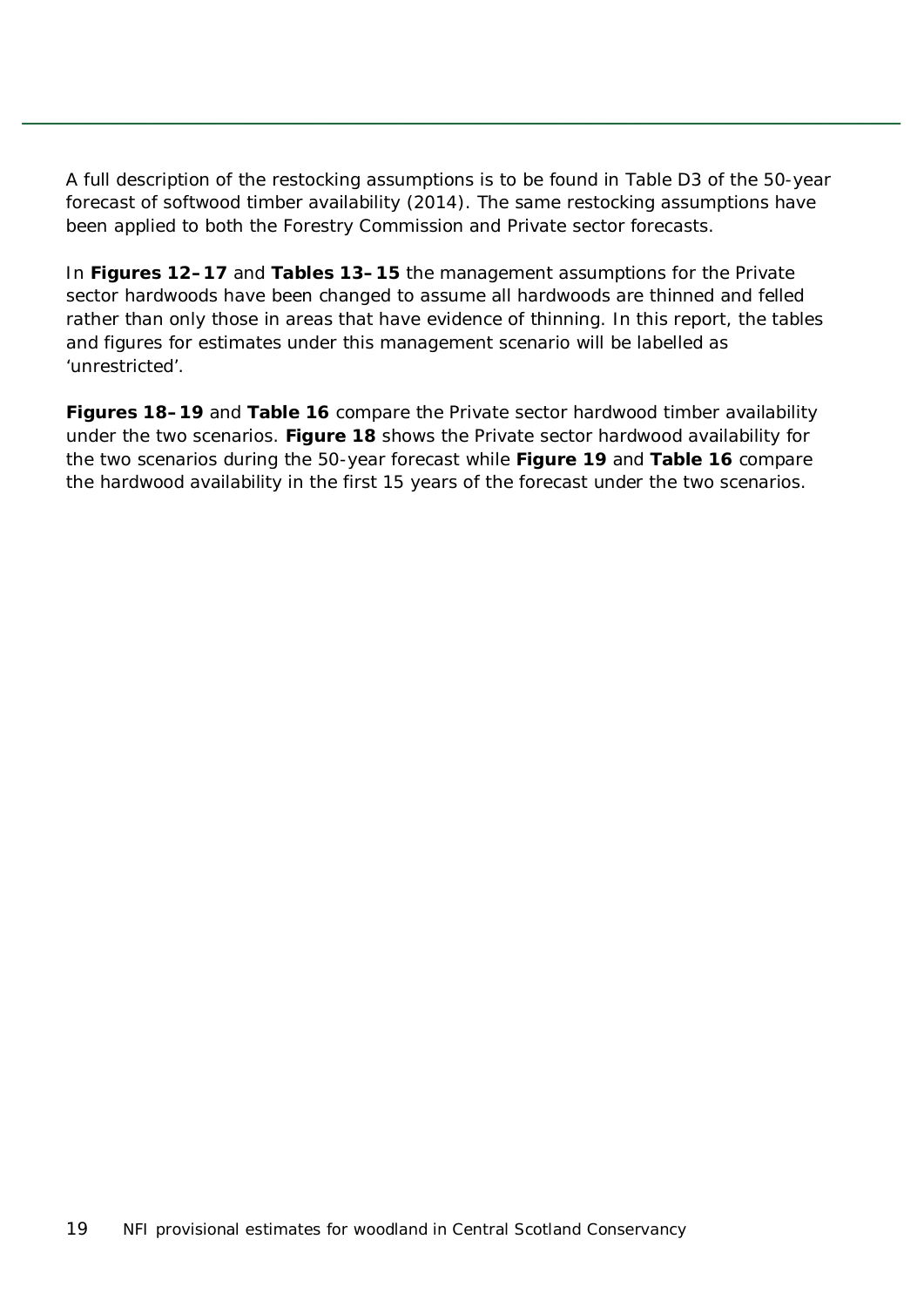A full description of the restocking assumptions is to be found in Table D3 of the 50-year forecast of softwood timber availability (2014). The same restocking assumptions have been applied to both the Forestry Commission and Private sector forecasts.

In **Figures 12–17** and **Tables 13–15** the management assumptions for the Private sector hardwoods have been changed to assume all hardwoods are thinned and felled rather than only those in areas that have evidence of thinning. In this report, the tables and figures for estimates under this management scenario will be labelled as 'unrestricted'.

**Figures 18–19** and **Table 16** compare the Private sector hardwood timber availability under the two scenarios. **Figure 18** shows the Private sector hardwood availability for the two scenarios during the 50-year forecast while **Figure 19** and **Table 16** compare the hardwood availability in the first 15 years of the forecast under the two scenarios.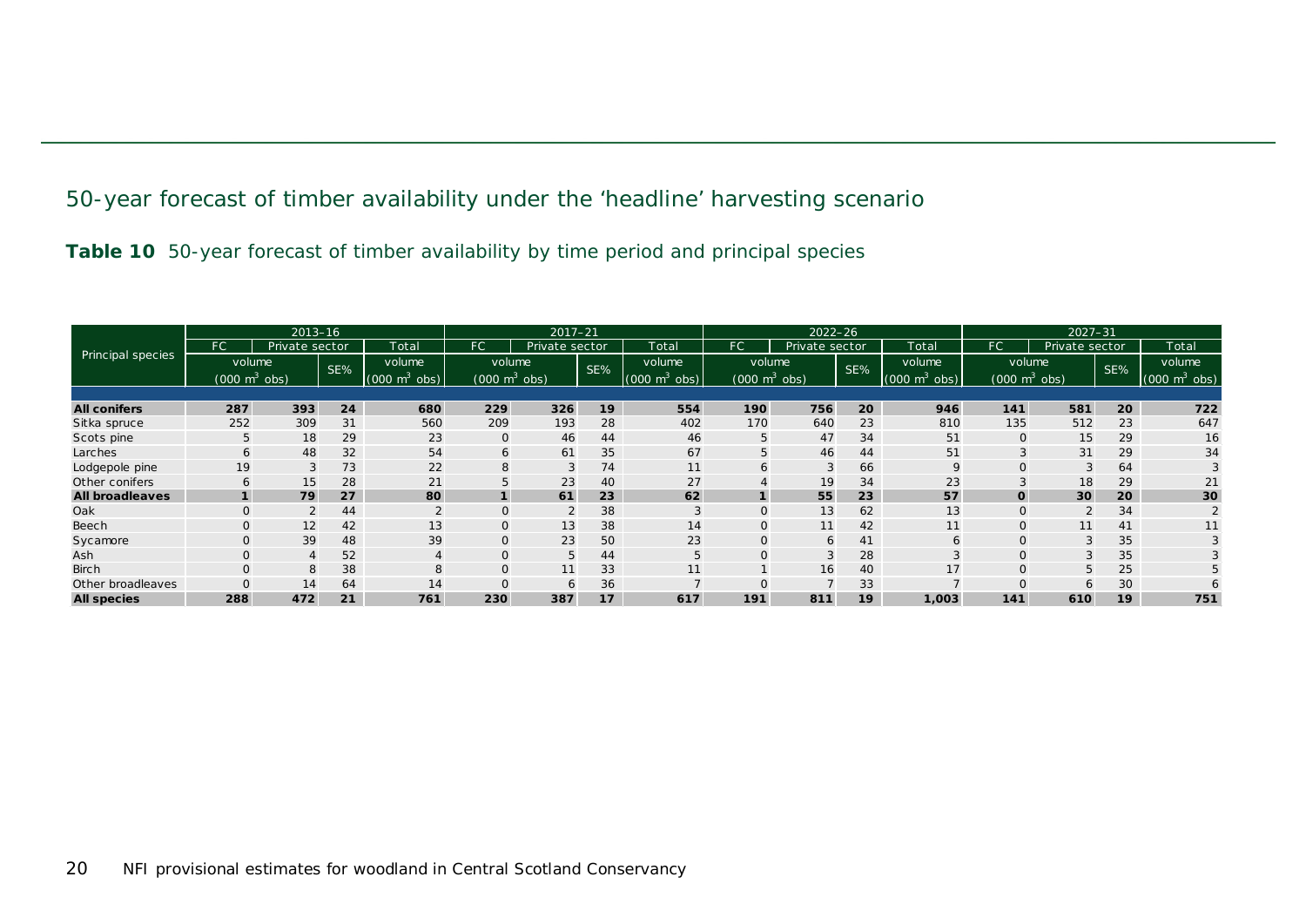## 50-year forecast of timber availability under the 'headline' harvesting scenario

**Table 10** 50-year forecast of timber availability by time period and principal species

| Principal species | 2013–16 | | | | 2017–21 | | | | 2022–26 | | | | 2027–31 | | | |
|---|---|---|---|---|---|---|---|---|---|---|---|---|---|---|---|---|
| | FC | Private sector | | Total | FC | Private sector | | Total | FC | Private sector | | Total | FC | Private sector | | Total |
| | volume (000 $m^3$ obs) | | SE% | volume (000 $m^3$ obs) | volume (000 $m^3$ obs) | | SE% | volume (000 $m^3$ obs) | volume (000 $m^3$ obs) | | SE% | volume (000 $m^3$ obs) | volume (000 $m^3$ obs) | | SE% | volume (000 $m^3$ obs) |
| **All conifers** | **287** | **393** | **24** | **680** | **229** | **326** | **19** | **554** | **190** | **756** | **20** | **946** | **141** | **581** | **20** | **722** |
| Sitka spruce | 252 | 309 | 31 | 560 | 209 | 193 | 28 | 402 | 170 | 640 | 23 | 810 | 135 | 512 | 23 | 647 |
| Scots pine | 5 | 18 | 29 | 23 | 0 | 46 | 44 | 46 | 5 | 47 | 34 | 51 | 0 | 15 | 29 | 16 |
| Larches | 6 | 48 | 32 | 54 | 6 | 61 | 35 | 67 | 5 | 46 | 44 | 51 | 3 | 31 | 29 | 34 |
| Lodgepole pine | 19 | 3 | 73 | 22 | 8 | 3 | 74 | 11 | 6 | 3 | 66 | 9 | 0 | 3 | 64 | 3 |
| Other conifers | 6 | 15 | 28 | 21 | 5 | 23 | 40 | 27 | 4 | 19 | 34 | 23 | 3 | 18 | 29 | 21 |
| **All broadleaves** | **1** | **79** | **27** | **80** | **1** | **61** | **23** | **62** | **1** | **55** | **23** | **57** | **0** | **30** | **20** | **30** |
| Oak | 0 | 2 | 44 | 2 | 0 | 2 | 38 | 3 | 0 | 13 | 62 | 13 | 0 | 2 | 34 | 2 |
| Beech | 0 | 12 | 42 | 13 | 0 | 13 | 38 | 14 | 0 | 11 | 42 | 11 | 0 | 11 | 41 | 11 |
| Sycamore | 0 | 39 | 48 | 39 | 0 | 23 | 50 | 23 | 0 | 6 | 41 | 6 | 0 | 3 | 35 | 3 |
| Ash | 0 | 4 | 52 | 4 | 0 | 5 | 44 | 5 | 0 | 3 | 28 | 3 | 0 | 3 | 35 | 3 |
| Birch | 0 | 8 | 38 | 8 | 0 | 11 | 33 | 11 | 1 | 16 | 40 | 17 | 0 | 5 | 25 | 5 |
| Other broadleaves | 0 | 14 | 64 | 14 | 0 | 6 | 36 | 7 | 0 | 7 | 33 | 7 | 0 | 6 | 30 | 6 |
| **All species** | **288** | **472** | **21** | **761** | **230** | **387** | **17** | **617** | **191** | **811** | **19** | **1,003** | **141** | **610** | **19** | **751** |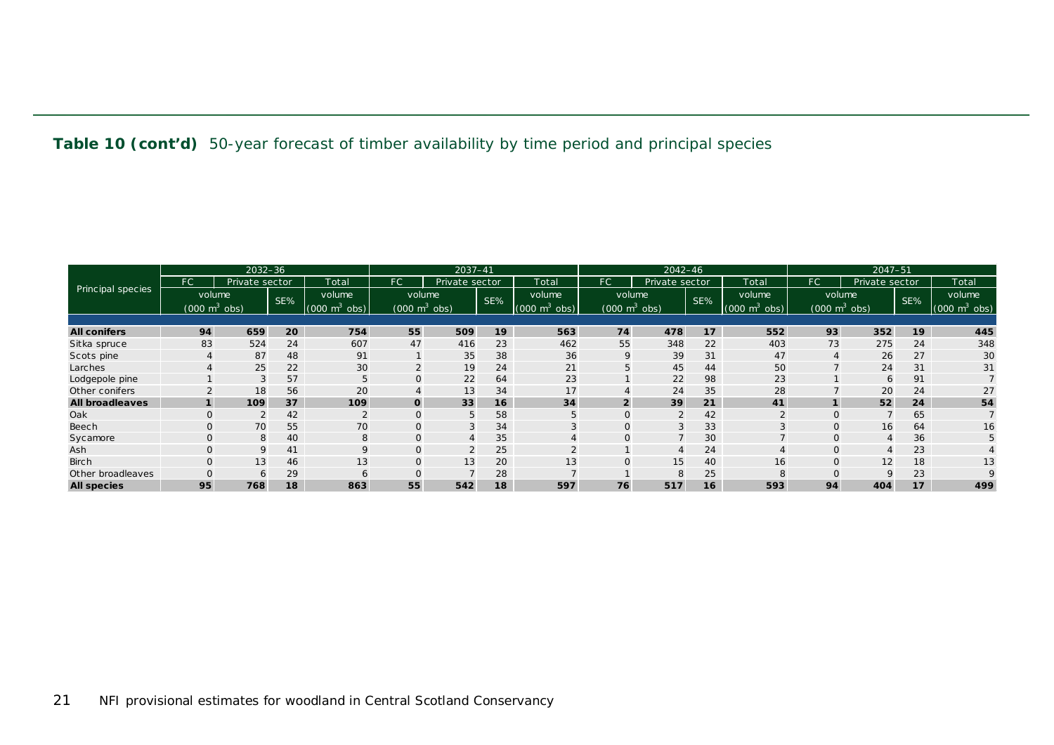**Table 10 (cont'd)** 50-year forecast of timber availability by time period and principal species

| Principal species | 2032–36 | | | | 2037–41 | | | | 2042–46 | | | | 2047–51 | | | |
|---|---|---|---|---|---|---|---|---|---|---|---|---|---|---|---|---|
| | FC | Private sector | | Total | FC | Private sector | | Total | FC | Private sector | | Total | FC | Private sector | | Total |
| | volume (000 $m^3$ obs) | | SE% | volume (000 $m^3$ obs) | volume (000 $m^3$ obs) | | SE% | volume (000 $m^3$ obs) | volume (000 $m^3$ obs) | | SE% | volume (000 $m^3$ obs) | volume (000 $m^3$ obs) | | SE% | volume (000 $m^3$ obs) |
| **All conifers** | **94** | **659** | **20** | **754** | **55** | **509** | **19** | **563** | **74** | **478** | **17** | **552** | **93** | **352** | **19** | **445** |
| Sitka spruce | 83 | 524 | 24 | 607 | 47 | 416 | 23 | 462 | 55 | 348 | 22 | 403 | 73 | 275 | 24 | 348 |
| Scots pine | 4 | 87 | 48 | 91 | 1 | 35 | 38 | 36 | 9 | 39 | 31 | 47 | 4 | 26 | 27 | 30 |
| Larches | 4 | 25 | 22 | 30 | 2 | 19 | 24 | 21 | 5 | 45 | 44 | 50 | 7 | 24 | 31 | 31 |
| Lodgepole pine | 1 | 3 | 57 | 5 | 0 | 22 | 64 | 23 | 1 | 22 | 98 | 23 | 1 | 6 | 91 | 7 |
| Other conifers | 2 | 18 | 56 | 20 | 4 | 13 | 34 | 17 | 4 | 24 | 35 | 28 | 7 | 20 | 24 | 27 |
| **All broadleaves** | **1** | **109** | **37** | **109** | **0** | **33** | **16** | **34** | **2** | **39** | **21** | **41** | **1** | **52** | **24** | **54** |
| Oak | 0 | 2 | 42 | 2 | 0 | 5 | 58 | 5 | 0 | 2 | 42 | 2 | 0 | 7 | 65 | 7 |
| Beech | 0 | 70 | 55 | 70 | 0 | 3 | 34 | 3 | 0 | 3 | 33 | 3 | 0 | 16 | 64 | 16 |
| Sycamore | 0 | 8 | 40 | 8 | 0 | 4 | 35 | 4 | 0 | 7 | 30 | 7 | 0 | 4 | 36 | 5 |
| Ash | 0 | 9 | 41 | 9 | 0 | 2 | 25 | 2 | 1 | 4 | 24 | 4 | 0 | 4 | 23 | 4 |
| Birch | 0 | 13 | 46 | 13 | 0 | 13 | 20 | 13 | 0 | 15 | 40 | 16 | 0 | 12 | 18 | 13 |
| Other broadleaves | 0 | 6 | 29 | 6 | 0 | 7 | 28 | 7 | 1 | 8 | 25 | 8 | 0 | 9 | 23 | 9 |
| **All species** | **95** | **768** | **18** | **863** | **55** | **542** | **18** | **597** | **76** | **517** | **16** | **593** | **94** | **404** | **17** | **499** |

NFI provisional estimates for woodland in Central Scotland Conservancy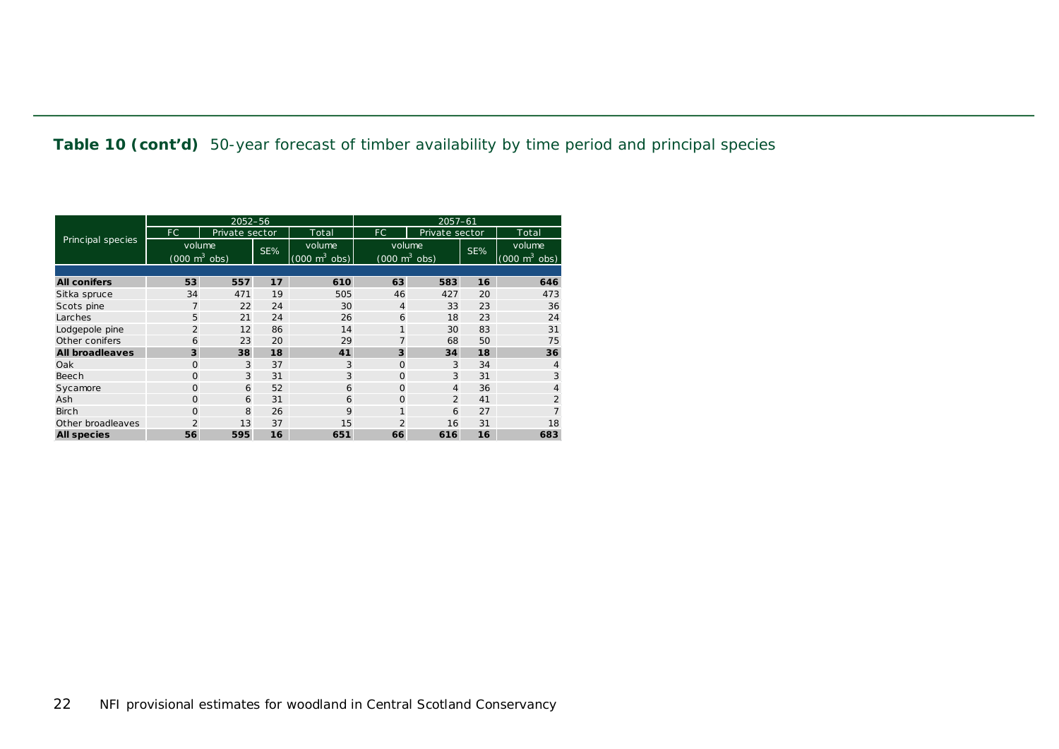**Table 10 (cont'd)** 50-year forecast of timber availability by time period and principal species

| Principal species | 2052–56 | | | | 2057–61 | | | |
|---|---|---|---|---|---|---|---|---|
| | FC | Private sector | | Total | FC | Private sector | | Total |
| | volume ($000\ m^3$ obs) | | SE% | volume ($000\ m^3$ obs) | volume ($000\ m^3$ obs) | | SE% | volume ($000\ m^3$ obs) |
| **All conifers** | **53** | **557** | **17** | **610** | **63** | **583** | **16** | **646** |
| Sitka spruce | 34 | 471 | 19 | 505 | 46 | 427 | 20 | 473 |
| Scots pine | 7 | 22 | 24 | 30 | 4 | 33 | 23 | 36 |
| Larches | 5 | 21 | 24 | 26 | 6 | 18 | 23 | 24 |
| Lodgepole pine | 2 | 12 | 86 | 14 | 1 | 30 | 83 | 31 |
| Other conifers | 6 | 23 | 20 | 29 | 7 | 68 | 50 | 75 |
| **All broadleaves** | **3** | **38** | **18** | **41** | **3** | **34** | **18** | **36** |
| Oak | 0 | 3 | 37 | 3 | 0 | 3 | 34 | 4 |
| Beech | 0 | 3 | 31 | 3 | 0 | 3 | 31 | 3 |
| Sycamore | 0 | 6 | 52 | 6 | 0 | 4 | 36 | 4 |
| Ash | 0 | 6 | 31 | 6 | 0 | 2 | 41 | 2 |
| Birch | 0 | 8 | 26 | 9 | 1 | 6 | 27 | 7 |
| Other broadleaves | 2 | 13 | 37 | 15 | 2 | 16 | 31 | 18 |
| **All species** | **56** | **595** | **16** | **651** | **66** | **616** | **16** | **683** |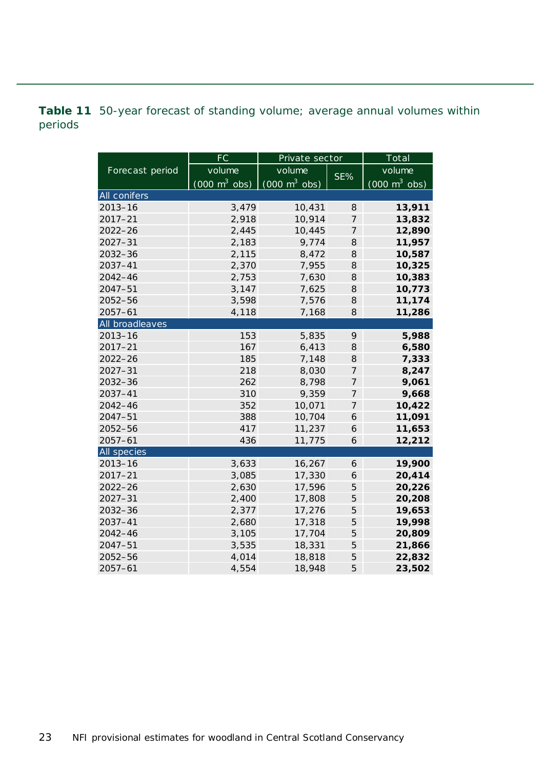**Table 11** 50-year forecast of standing volume; average annual volumes within periods

| Forecast period | FC | Private sector | | Total |
|---|---|---|---|---|
| | volume (000 $m^3$ obs) | volume (000 $m^3$ obs) | SE% | volume (000 $m^3$ obs) |
| **All conifers** | | | | |
| 2013–16 | 3,479 | 10,431 | 8 | **13,911** |
| 2017–21 | 2,918 | 10,914 | 7 | **13,832** |
| 2022–26 | 2,445 | 10,445 | 7 | **12,890** |
| 2027–31 | 2,183 | 9,774 | 8 | **11,957** |
| 2032–36 | 2,115 | 8,472 | 8 | **10,587** |
| 2037–41 | 2,370 | 7,955 | 8 | **10,325** |
| 2042–46 | 2,753 | 7,630 | 8 | **10,383** |
| 2047–51 | 3,147 | 7,625 | 8 | **10,773** |
| 2052–56 | 3,598 | 7,576 | 8 | **11,174** |
| 2057–61 | 4,118 | 7,168 | 8 | **11,286** |
| **All broadleaves** | | | | |
| 2013–16 | 153 | 5,835 | 9 | **5,988** |
| 2017–21 | 167 | 6,413 | 8 | **6,580** |
| 2022–26 | 185 | 7,148 | 8 | **7,333** |
| 2027–31 | 218 | 8,030 | 7 | **8,247** |
| 2032–36 | 262 | 8,798 | 7 | **9,061** |
| 2037–41 | 310 | 9,359 | 7 | **9,668** |
| 2042–46 | 352 | 10,071 | 7 | **10,422** |
| 2047–51 | 388 | 10,704 | 6 | **11,091** |
| 2052–56 | 417 | 11,237 | 6 | **11,653** |
| 2057–61 | 436 | 11,775 | 6 | **12,212** |
| **All species** | | | | |
| 2013–16 | 3,633 | 16,267 | 6 | **19,900** |
| 2017–21 | 3,085 | 17,330 | 6 | **20,414** |
| 2022–26 | 2,630 | 17,596 | 5 | **20,226** |
| 2027–31 | 2,400 | 17,808 | 5 | **20,208** |
| 2032–36 | 2,377 | 17,276 | 5 | **19,653** |
| 2037–41 | 2,680 | 17,318 | 5 | **19,998** |
| 2042–46 | 3,105 | 17,704 | 5 | **20,809** |
| 2047–51 | 3,535 | 18,331 | 5 | **21,866** |
| 2052–56 | 4,014 | 18,818 | 5 | **22,832** |
| 2057–61 | 4,554 | 18,948 | 5 | **23,502** |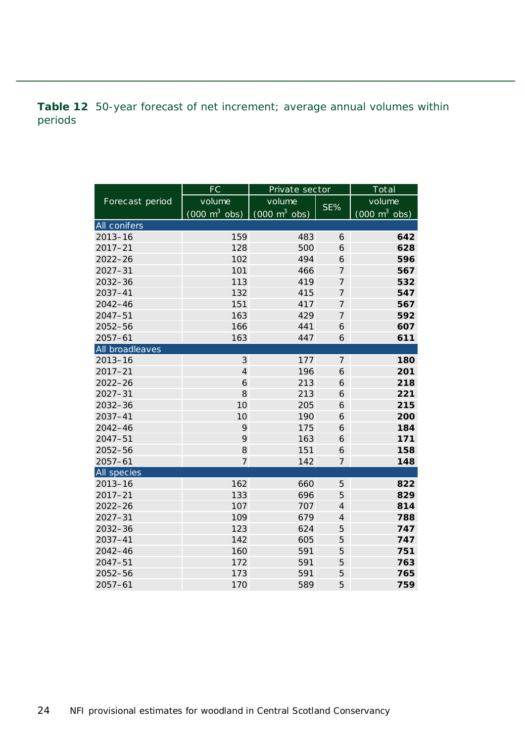**Table 12** 50-year forecast of net increment; average annual volumes within periods

| Forecast period | FC | Private sector | | Total |
|---|---|---|---|---|
| | volume (000 $m^3$ obs) | volume (000 $m^3$ obs) | SE% | volume (000 $m^3$ obs) |
| **All conifers** | | | | |
| 2013–16 | 159 | 483 | 6 | **642** |
| 2017–21 | 128 | 500 | 6 | **628** |
| 2022–26 | 102 | 494 | 6 | **596** |
| 2027–31 | 101 | 466 | 7 | **567** |
| 2032–36 | 113 | 419 | 7 | **532** |
| 2037–41 | 132 | 415 | 7 | **547** |
| 2042–46 | 151 | 417 | 7 | **567** |
| 2047–51 | 163 | 429 | 7 | **592** |
| 2052–56 | 166 | 441 | 6 | **607** |
| 2057–61 | 163 | 447 | 6 | **611** |
| **All broadleaves** | | | | |
| 2013–16 | 3 | 177 | 7 | **180** |
| 2017–21 | 4 | 196 | 6 | **201** |
| 2022–26 | 6 | 213 | 6 | **218** |
| 2027–31 | 8 | 213 | 6 | **221** |
| 2032–36 | 10 | 205 | 6 | **215** |
| 2037–41 | 10 | 190 | 6 | **200** |
| 2042–46 | 9 | 175 | 6 | **184** |
| 2047–51 | 9 | 163 | 6 | **171** |
| 2052–56 | 8 | 151 | 6 | **158** |
| 2057–61 | 7 | 142 | 7 | **148** |
| **All species** | | | | |
| 2013–16 | 162 | 660 | 5 | **822** |
| 2017–21 | 133 | 696 | 5 | **829** |
| 2022–26 | 107 | 707 | 4 | **814** |
| 2027–31 | 109 | 679 | 4 | **788** |
| 2032–36 | 123 | 624 | 5 | **747** |
| 2037–41 | 142 | 605 | 5 | **747** |
| 2042–46 | 160 | 591 | 5 | **751** |
| 2047–51 | 172 | 591 | 5 | **763** |
| 2052–56 | 173 | 591 | 5 | **765** |
| 2057–61 | 170 | 589 | 5 | **759** |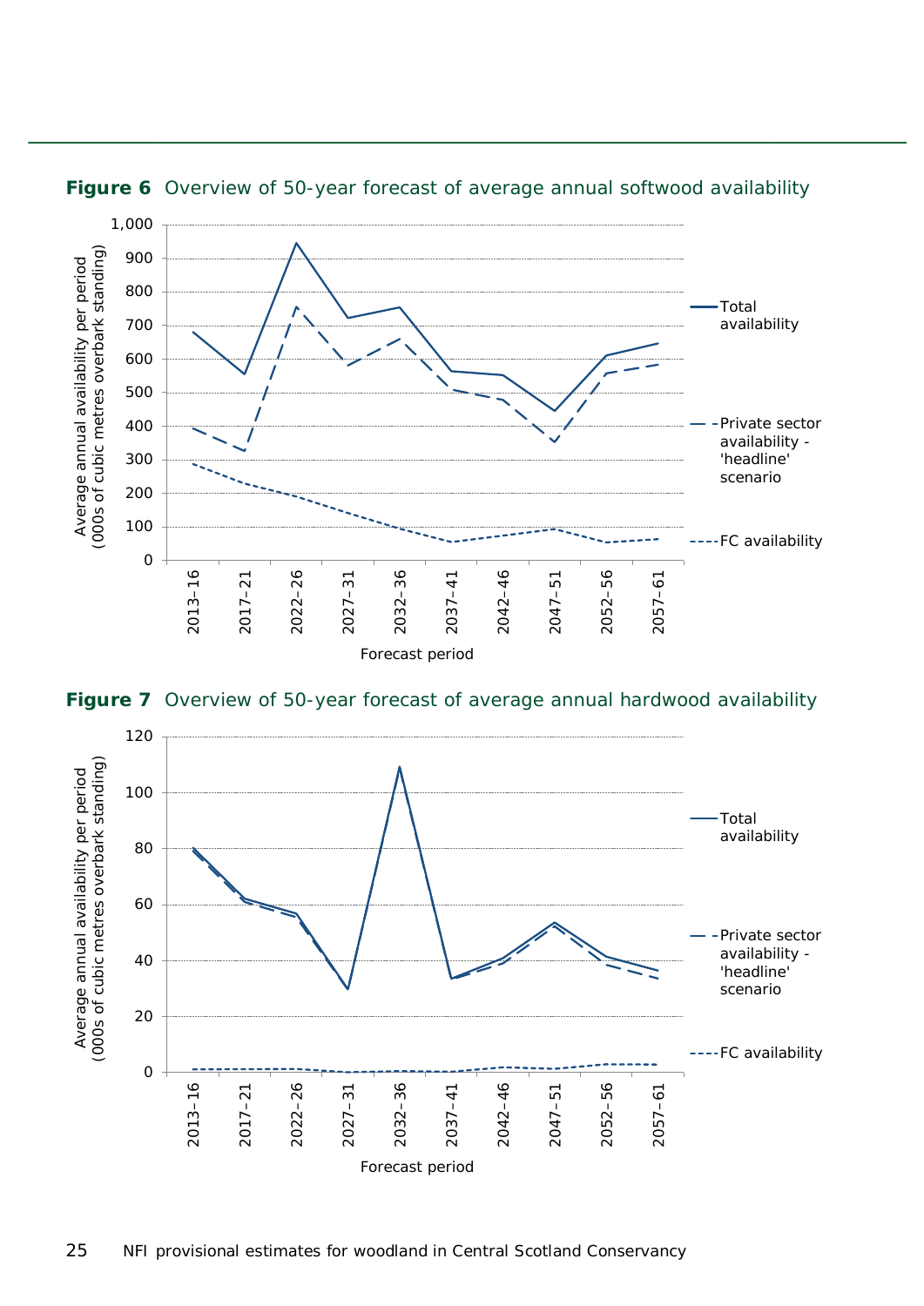**Figure 6** Overview of 50-year forecast of average annual softwood availability

**Figure 7** Overview of 50-year forecast of average annual hardwood availability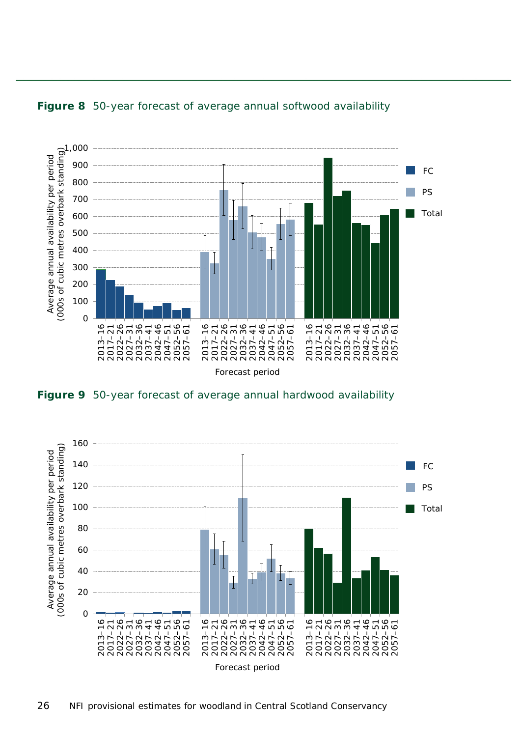**Figure 8** 50-year forecast of average annual softwood availability

**Figure 9** 50-year forecast of average annual hardwood availability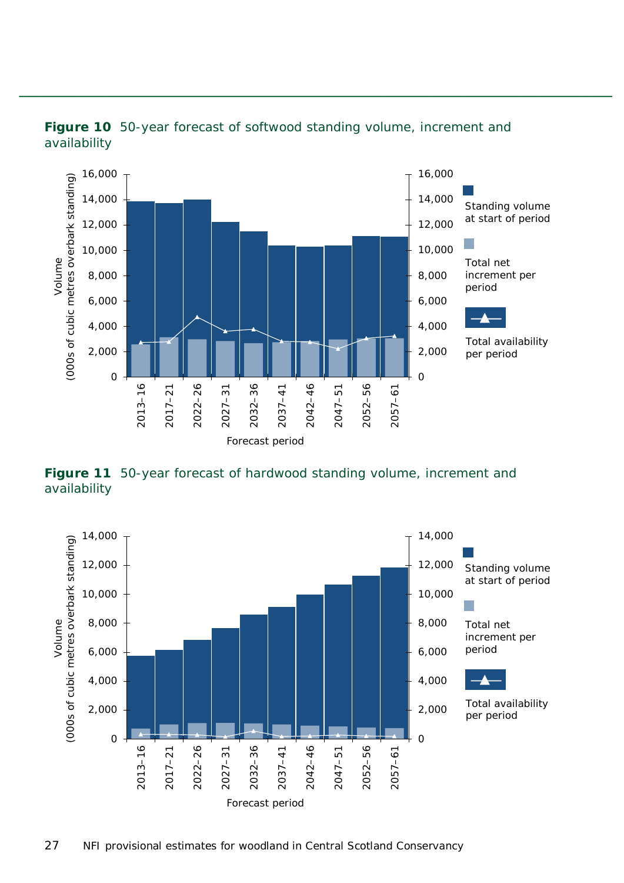**Figure 10** 50-year forecast of softwood standing volume, increment and availability

**Figure 11** 50-year forecast of hardwood standing volume, increment and availability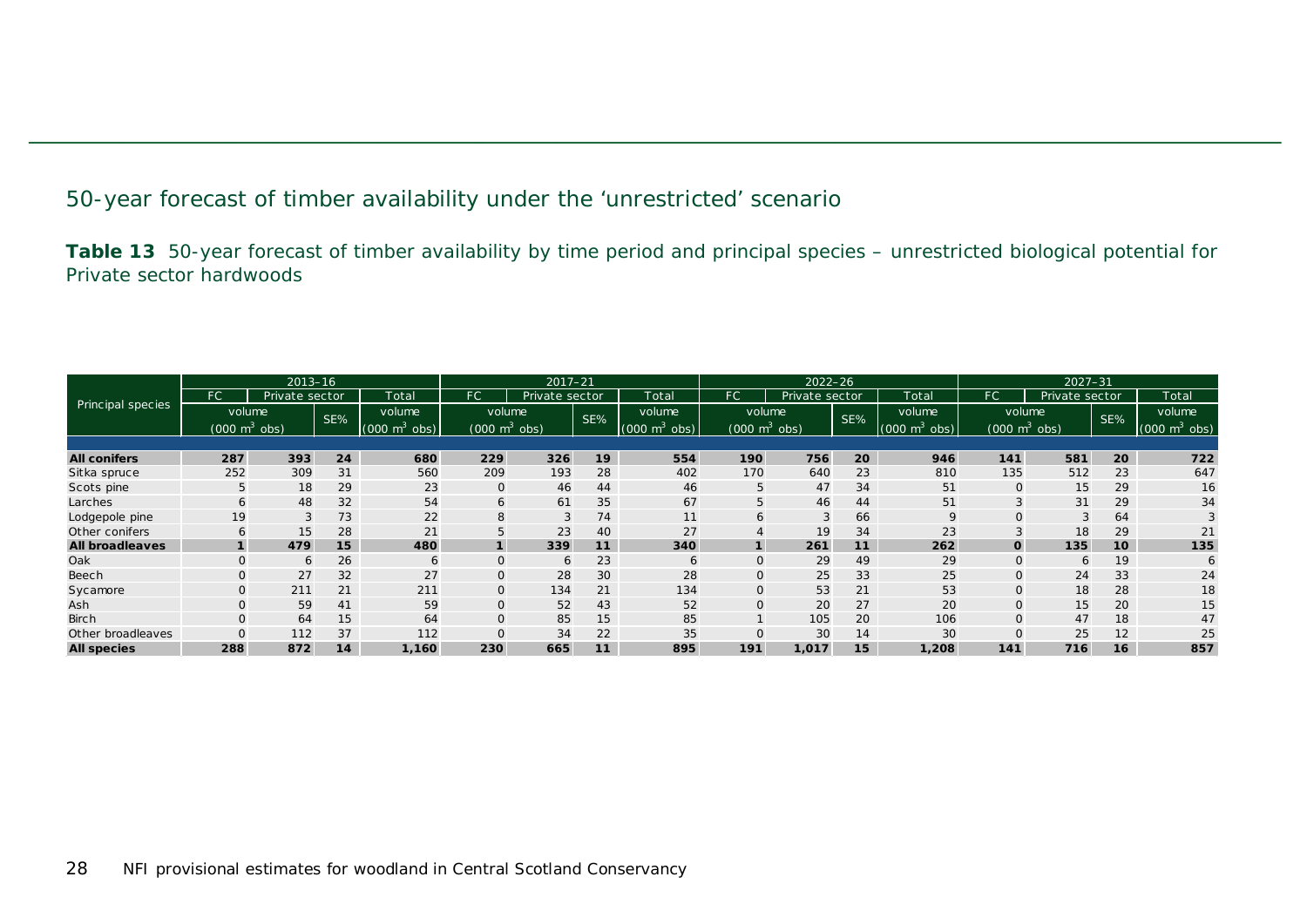## 50-year forecast of timber availability under the 'unrestricted' scenario

**Table 13** 50-year forecast of timber availability by time period and principal species – unrestricted biological potential for Private sector hardwoods

| Principal species | 2013–16 | | | | 2017–21 | | | | 2022–26 | | | | 2027–31 | | | |
|---|---|---|---|---|---|---|---|---|---|---|---|---|---|---|---|---|
| | FC | Private sector | | Total | FC | Private sector | | Total | FC | Private sector | | Total | FC | Private sector | | Total |
| | volume (000 $m^3$ obs) | | SE% | volume (000 $m^3$ obs) | volume (000 $m^3$ obs) | | SE% | volume (000 $m^3$ obs) | volume (000 $m^3$ obs) | | SE% | volume (000 $m^3$ obs) | volume (000 $m^3$ obs) | | SE% | volume (000 $m^3$ obs) |
| **All conifers** | **287** | **393** | **24** | **680** | **229** | **326** | **19** | **554** | **190** | **756** | **20** | **946** | **141** | **581** | **20** | **722** |
| Sitka spruce | 252 | 309 | 31 | 560 | 209 | 193 | 28 | 402 | 170 | 640 | 23 | 810 | 135 | 512 | 23 | 647 |
| Scots pine | 5 | 18 | 29 | 23 | 0 | 46 | 44 | 46 | 5 | 47 | 34 | 51 | 0 | 15 | 29 | 16 |
| Larches | 6 | 48 | 32 | 54 | 6 | 61 | 35 | 67 | 5 | 46 | 44 | 51 | 3 | 31 | 29 | 34 |
| Lodgepole pine | 19 | 3 | 73 | 22 | 8 | 3 | 74 | 11 | 6 | 3 | 66 | 9 | 0 | 3 | 64 | 3 |
| Other conifers | 6 | 15 | 28 | 21 | 5 | 23 | 40 | 27 | 4 | 19 | 34 | 23 | 3 | 18 | 29 | 21 |
| **All broadleaves** | **1** | **479** | **15** | **480** | **1** | **339** | **11** | **340** | **1** | **261** | **11** | **262** | **0** | **135** | **10** | **135** |
| Oak | 0 | 6 | 26 | 6 | 0 | 6 | 23 | 6 | 0 | 29 | 49 | 29 | 0 | 6 | 19 | 6 |
| Beech | 0 | 27 | 32 | 27 | 0 | 28 | 30 | 28 | 0 | 25 | 33 | 25 | 0 | 24 | 33 | 24 |
| Sycamore | 0 | 211 | 21 | 211 | 0 | 134 | 21 | 134 | 0 | 53 | 21 | 53 | 0 | 18 | 28 | 18 |
| Ash | 0 | 59 | 41 | 59 | 0 | 52 | 43 | 52 | 0 | 20 | 27 | 20 | 0 | 15 | 20 | 15 |
| Birch | 0 | 64 | 15 | 64 | 0 | 85 | 15 | 85 | 1 | 105 | 20 | 106 | 0 | 47 | 18 | 47 |
| Other broadleaves | 0 | 112 | 37 | 112 | 0 | 34 | 22 | 35 | 0 | 30 | 14 | 30 | 0 | 25 | 12 | 25 |
| **All species** | **288** | **872** | **14** | **1,160** | **230** | **665** | **11** | **895** | **191** | **1,017** | **15** | **1,208** | **141** | **716** | **16** | **857** |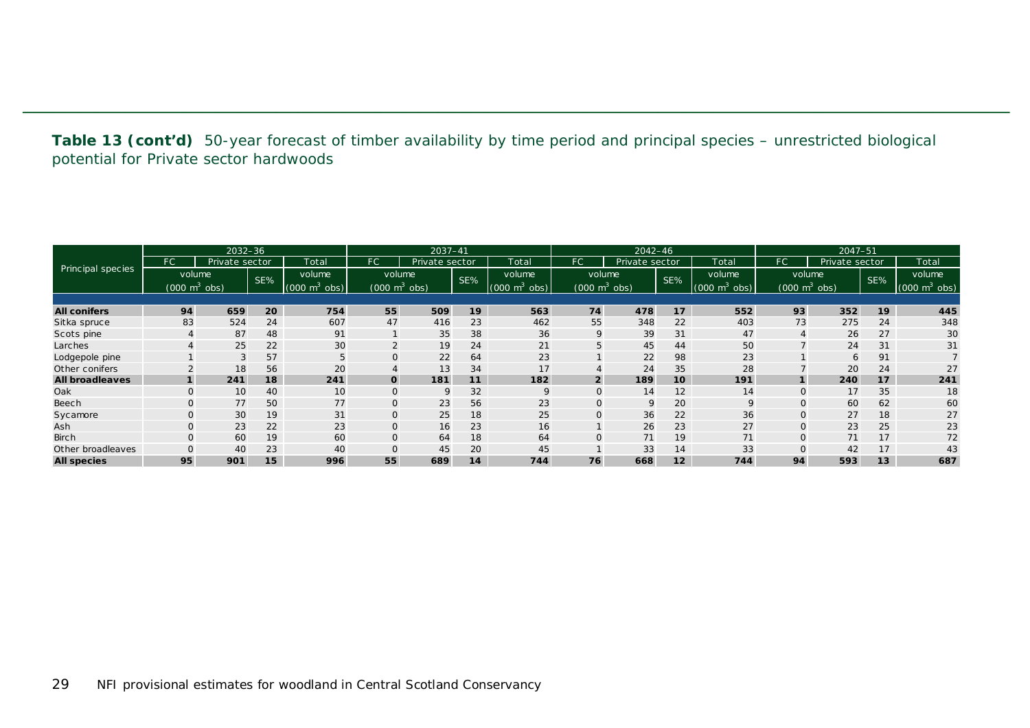**Table 13 (cont'd)** 50-year forecast of timber availability by time period and principal species – unrestricted biological potential for Private sector hardwoods

| Principal species | 2032–36 | | | | 2037–41 | | | | 2042–46 | | | | 2047–51 | | | |
|---|---|---|---|---|---|---|---|---|---|---|---|---|---|---|---|---|
| | FC | Private sector | | Total | FC | Private sector | | Total | FC | Private sector | | Total | FC | Private sector | | Total |
| | volume ($000\ m^3$ obs) | | SE% | volume ($000\ m^3$ obs) | volume ($000\ m^3$ obs) | | SE% | volume ($000\ m^3$ obs) | volume ($000\ m^3$ obs) | | SE% | volume ($000\ m^3$ obs) | volume ($000\ m^3$ obs) | | SE% | volume ($000\ m^3$ obs) |
| **All conifers** | **94** | **659** | **20** | **754** | **55** | **509** | **19** | **563** | **74** | **478** | **17** | **552** | **93** | **352** | **19** | **445** |
| Sitka spruce | 83 | 524 | 24 | 607 | 47 | 416 | 23 | 462 | 55 | 348 | 22 | 403 | 73 | 275 | 24 | 348 |
| Scots pine | 4 | 87 | 48 | 91 | 1 | 35 | 38 | 36 | 9 | 39 | 31 | 47 | 4 | 26 | 27 | 30 |
| Larches | 4 | 25 | 22 | 30 | 2 | 19 | 24 | 21 | 5 | 45 | 44 | 50 | 7 | 24 | 31 | 31 |
| Lodgepole pine | 1 | 3 | 57 | 5 | 0 | 22 | 64 | 23 | 1 | 22 | 98 | 23 | 1 | 6 | 91 | 7 |
| Other conifers | 2 | 18 | 56 | 20 | 4 | 13 | 34 | 17 | 4 | 24 | 35 | 28 | 7 | 20 | 24 | 27 |
| **All broadleaves** | **1** | **241** | **18** | **241** | **0** | **181** | **11** | **182** | **2** | **189** | **10** | **191** | **1** | **240** | **17** | **241** |
| Oak | 0 | 10 | 40 | 10 | 0 | 9 | 32 | 9 | 0 | 14 | 12 | 14 | 0 | 17 | 35 | 18 |
| Beech | 0 | 77 | 50 | 77 | 0 | 23 | 56 | 23 | 0 | 9 | 20 | 9 | 0 | 60 | 62 | 60 |
| Sycamore | 0 | 30 | 19 | 31 | 0 | 25 | 18 | 25 | 0 | 36 | 22 | 36 | 0 | 27 | 18 | 27 |
| Ash | 0 | 23 | 22 | 23 | 0 | 16 | 23 | 16 | 1 | 26 | 23 | 27 | 0 | 23 | 25 | 23 |
| Birch | 0 | 60 | 19 | 60 | 0 | 64 | 18 | 64 | 0 | 71 | 19 | 71 | 0 | 71 | 17 | 72 |
| Other broadleaves | 0 | 40 | 23 | 40 | 0 | 45 | 20 | 45 | 1 | 33 | 14 | 33 | 0 | 42 | 17 | 43 |
| **All species** | **95** | **901** | **15** | **996** | **55** | **689** | **14** | **744** | **76** | **668** | **12** | **744** | **94** | **593** | **13** | **687** |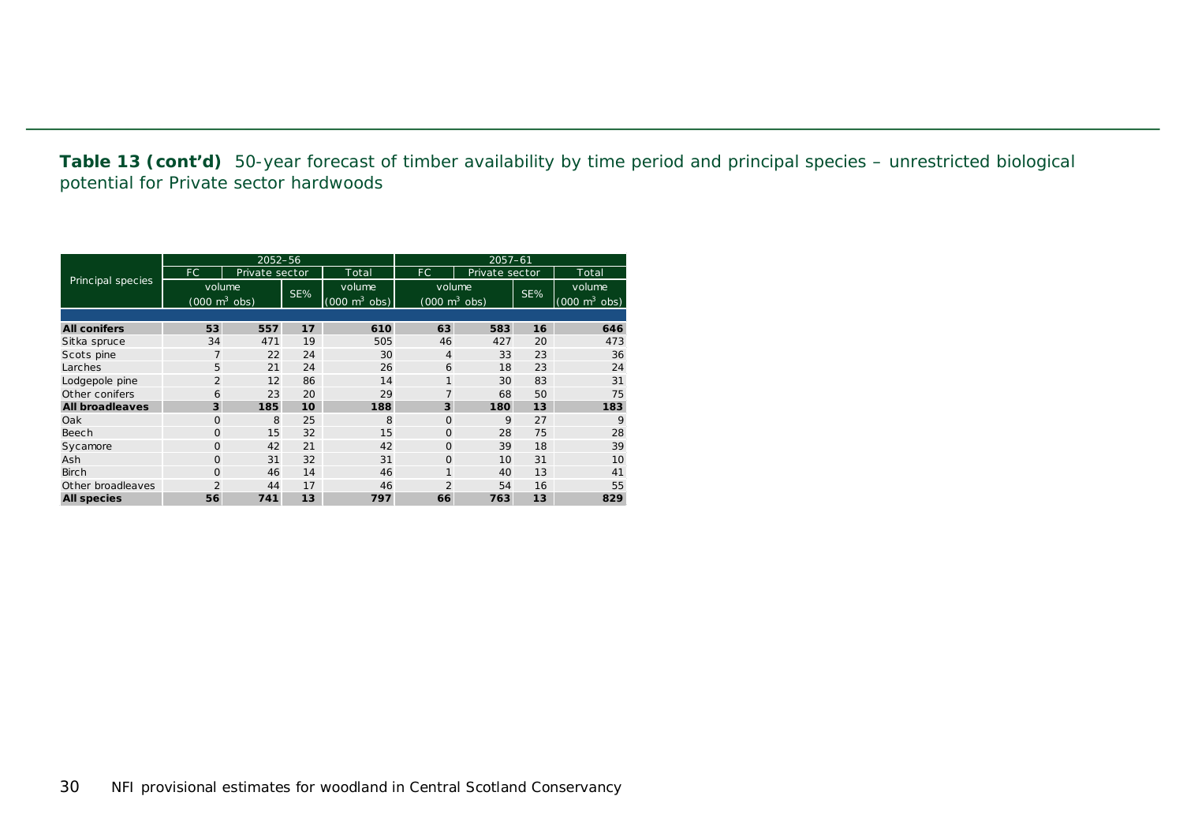**Table 13 (cont'd)** 50-year forecast of timber availability by time period and principal species – unrestricted biological potential for Private sector hardwoods

| Principal species | 2052–56 | | | | 2057–61 | | | |
|---|---|---|---|---|---|---|---|---|
| | FC | Private sector | | Total | FC | Private sector | | Total |
| | volume (000 $m^3$ obs) | | SE% | volume (000 $m^3$ obs) | volume (000 $m^3$ obs) | | SE% | volume (000 $m^3$ obs) |
| **All conifers** | **53** | **557** | **17** | **610** | **63** | **583** | **16** | **646** |
| Sitka spruce | 34 | 471 | 19 | 505 | 46 | 427 | 20 | 473 |
| Scots pine | 7 | 22 | 24 | 30 | 4 | 33 | 23 | 36 |
| Larches | 5 | 21 | 24 | 26 | 6 | 18 | 23 | 24 |
| Lodgepole pine | 2 | 12 | 86 | 14 | 1 | 30 | 83 | 31 |
| Other conifers | 6 | 23 | 20 | 29 | 7 | 68 | 50 | 75 |
| **All broadleaves** | **3** | **185** | **10** | **188** | **3** | **180** | **13** | **183** |
| Oak | 0 | 8 | 25 | 8 | 0 | 9 | 27 | 9 |
| Beech | 0 | 15 | 32 | 15 | 0 | 28 | 75 | 28 |
| Sycamore | 0 | 42 | 21 | 42 | 0 | 39 | 18 | 39 |
| Ash | 0 | 31 | 32 | 31 | 0 | 10 | 31 | 10 |
| Birch | 0 | 46 | 14 | 46 | 1 | 40 | 13 | 41 |
| Other broadleaves | 2 | 44 | 17 | 46 | 2 | 54 | 16 | 55 |
| **All species** | **56** | **741** | **13** | **797** | **66** | **763** | **13** | **829** |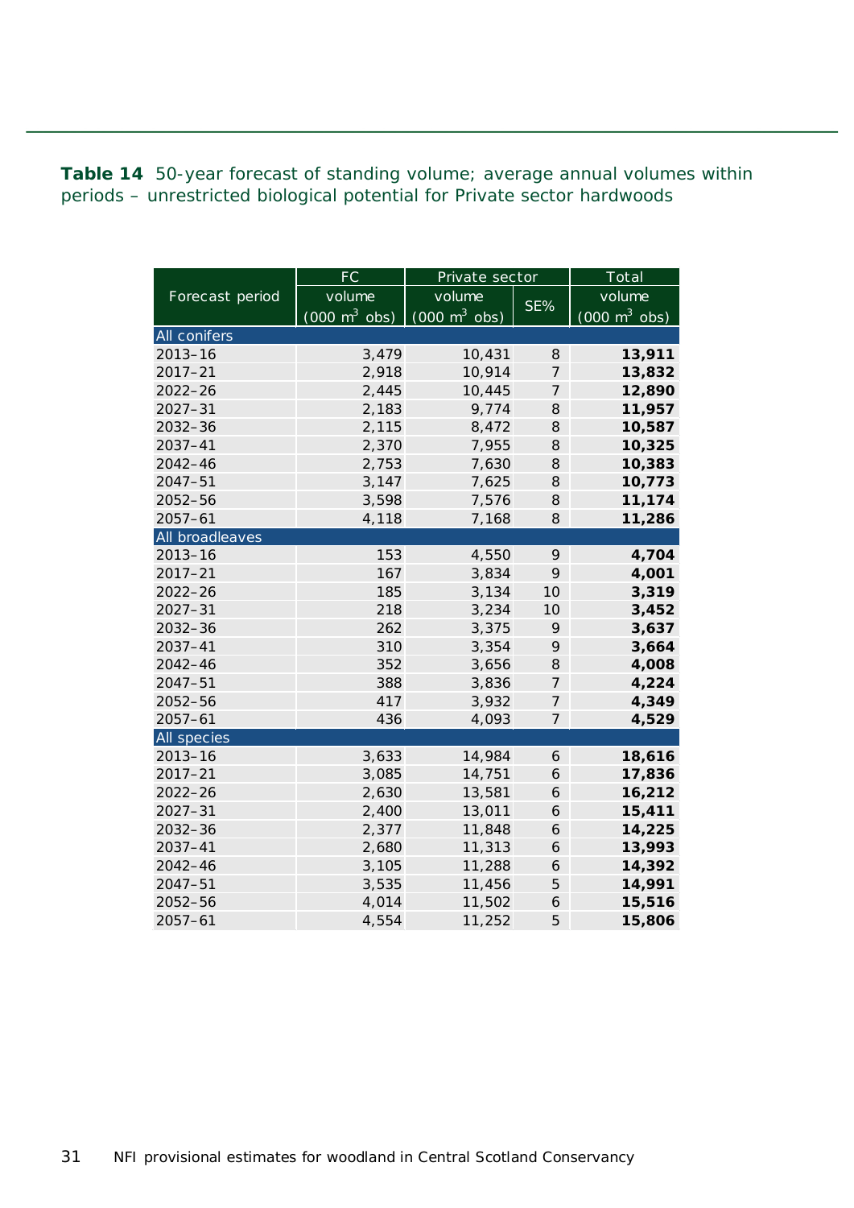**Table 14** 50-year forecast of standing volume; average annual volumes within periods – unrestricted biological potential for Private sector hardwoods

| Forecast period | FC | Private sector | | Total |
|---|---|---|---|---|
| | volume (000 $m^3$ obs) | volume (000 $m^3$ obs) | SE% | volume (000 $m^3$ obs) |
| **All conifers** | | | | |
| 2013–16 | 3,479 | 10,431 | 8 | **13,911** |
| 2017–21 | 2,918 | 10,914 | 7 | **13,832** |
| 2022–26 | 2,445 | 10,445 | 7 | **12,890** |
| 2027–31 | 2,183 | 9,774 | 8 | **11,957** |
| 2032–36 | 2,115 | 8,472 | 8 | **10,587** |
| 2037–41 | 2,370 | 7,955 | 8 | **10,325** |
| 2042–46 | 2,753 | 7,630 | 8 | **10,383** |
| 2047–51 | 3,147 | 7,625 | 8 | **10,773** |
| 2052–56 | 3,598 | 7,576 | 8 | **11,174** |
| 2057–61 | 4,118 | 7,168 | 8 | **11,286** |
| **All broadleaves** | | | | |
| 2013–16 | 153 | 4,550 | 9 | **4,704** |
| 2017–21 | 167 | 3,834 | 9 | **4,001** |
| 2022–26 | 185 | 3,134 | 10 | **3,319** |
| 2027–31 | 218 | 3,234 | 10 | **3,452** |
| 2032–36 | 262 | 3,375 | 9 | **3,637** |
| 2037–41 | 310 | 3,354 | 9 | **3,664** |
| 2042–46 | 352 | 3,656 | 8 | **4,008** |
| 2047–51 | 388 | 3,836 | 7 | **4,224** |
| 2052–56 | 417 | 3,932 | 7 | **4,349** |
| 2057–61 | 436 | 4,093 | 7 | **4,529** |
| **All species** | | | | |
| 2013–16 | 3,633 | 14,984 | 6 | **18,616** |
| 2017–21 | 3,085 | 14,751 | 6 | **17,836** |
| 2022–26 | 2,630 | 13,581 | 6 | **16,212** |
| 2027–31 | 2,400 | 13,011 | 6 | **15,411** |
| 2032–36 | 2,377 | 11,848 | 6 | **14,225** |
| 2037–41 | 2,680 | 11,313 | 6 | **13,993** |
| 2042–46 | 3,105 | 11,288 | 6 | **14,392** |
| 2047–51 | 3,535 | 11,456 | 5 | **14,991** |
| 2052–56 | 4,014 | 11,502 | 6 | **15,516** |
| 2057–61 | 4,554 | 11,252 | 5 | **15,806** |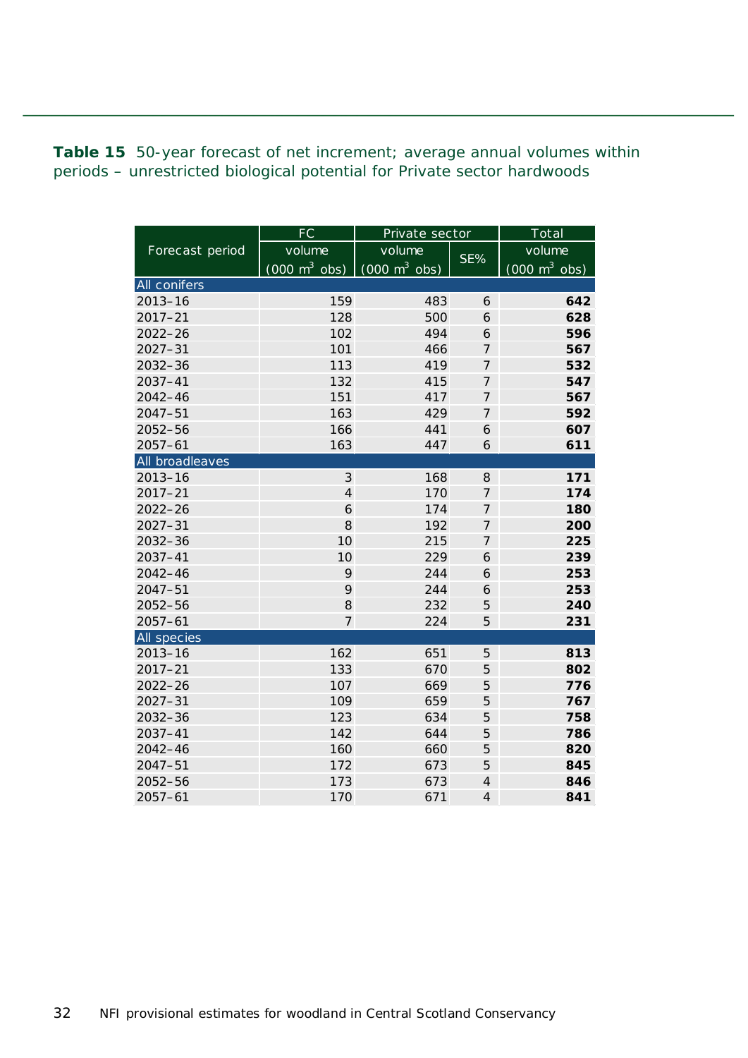**Table 15** 50-year forecast of net increment; average annual volumes within periods – unrestricted biological potential for Private sector hardwoods

| Forecast period | FC | Private sector | | Total |
|---|---|---|---|---|
| | volume (000 $m^3$ obs) | volume (000 $m^3$ obs) | SE% | volume (000 $m^3$ obs) |
| **All conifers** | | | | |
| 2013–16 | 159 | 483 | 6 | **642** |
| 2017–21 | 128 | 500 | 6 | **628** |
| 2022–26 | 102 | 494 | 6 | **596** |
| 2027–31 | 101 | 466 | 7 | **567** |
| 2032–36 | 113 | 419 | 7 | **532** |
| 2037–41 | 132 | 415 | 7 | **547** |
| 2042–46 | 151 | 417 | 7 | **567** |
| 2047–51 | 163 | 429 | 7 | **592** |
| 2052–56 | 166 | 441 | 6 | **607** |
| 2057–61 | 163 | 447 | 6 | **611** |
| **All broadleaves** | | | | |
| 2013–16 | 3 | 168 | 8 | **171** |
| 2017–21 | 4 | 170 | 7 | **174** |
| 2022–26 | 6 | 174 | 7 | **180** |
| 2027–31 | 8 | 192 | 7 | **200** |
| 2032–36 | 10 | 215 | 7 | **225** |
| 2037–41 | 10 | 229 | 6 | **239** |
| 2042–46 | 9 | 244 | 6 | **253** |
| 2047–51 | 9 | 244 | 6 | **253** |
| 2052–56 | 8 | 232 | 5 | **240** |
| 2057–61 | 7 | 224 | 5 | **231** |
| **All species** | | | | |
| 2013–16 | 162 | 651 | 5 | **813** |
| 2017–21 | 133 | 670 | 5 | **802** |
| 2022–26 | 107 | 669 | 5 | **776** |
| 2027–31 | 109 | 659 | 5 | **767** |
| 2032–36 | 123 | 634 | 5 | **758** |
| 2037–41 | 142 | 644 | 5 | **786** |
| 2042–46 | 160 | 660 | 5 | **820** |
| 2047–51 | 172 | 673 | 5 | **845** |
| 2052–56 | 173 | 673 | 4 | **846** |
| 2057–61 | 170 | 671 | 4 | **841** |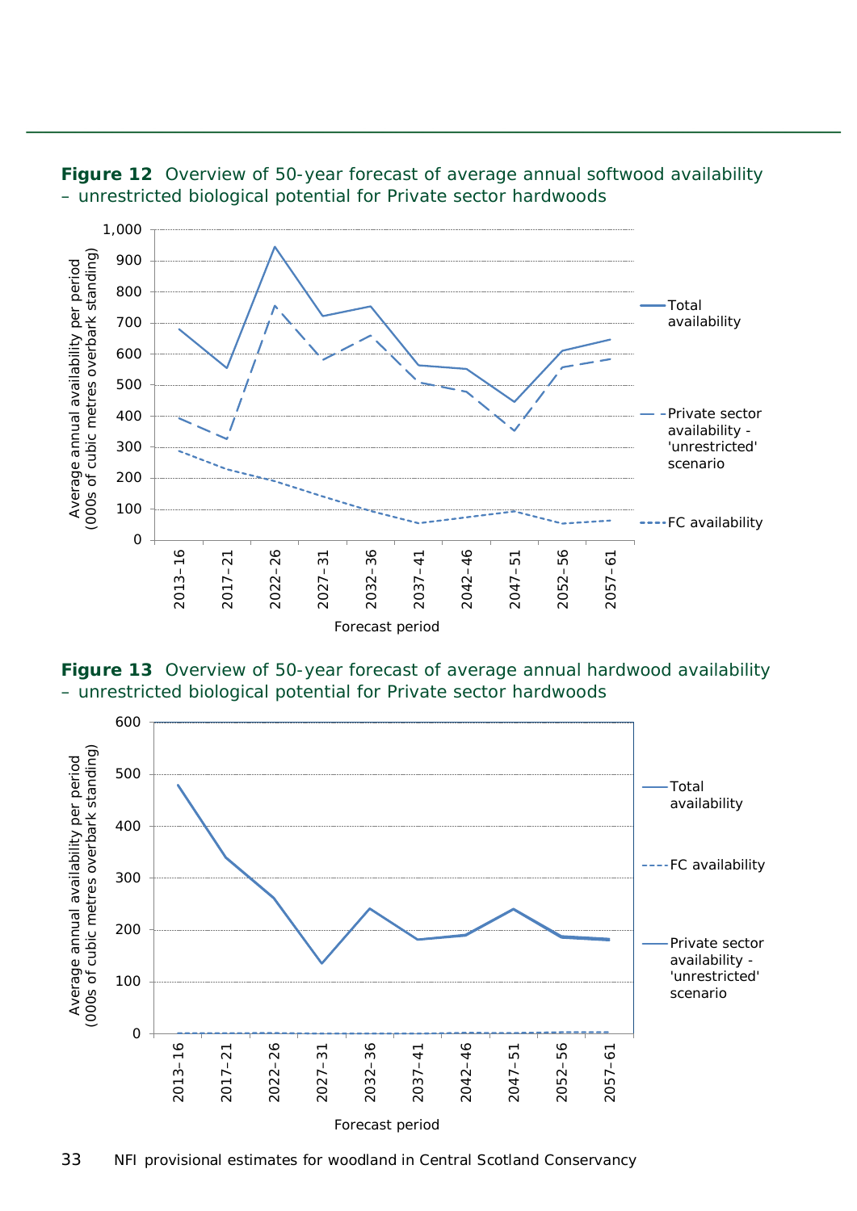**Figure 12** Overview of 50-year forecast of average annual softwood availability – unrestricted biological potential for Private sector hardwoods

**Figure 13** Overview of 50-year forecast of average annual hardwood availability – unrestricted biological potential for Private sector hardwoods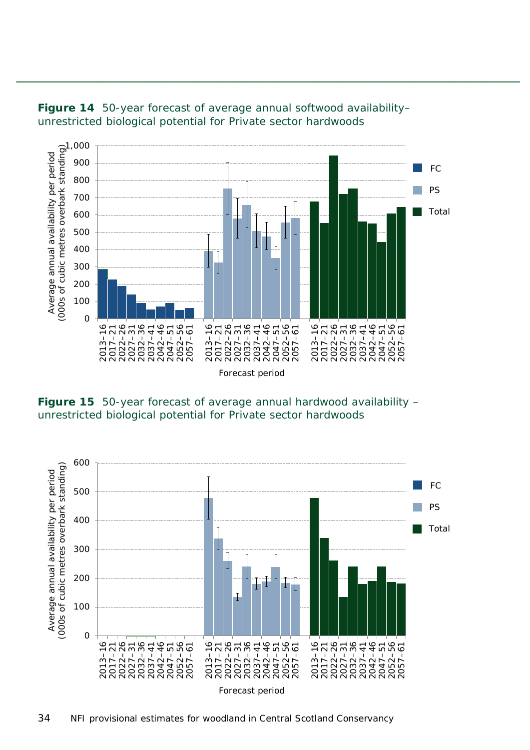**Figure 14** 50-year forecast of average annual softwood availability– unrestricted biological potential for Private sector hardwoods

**Figure 15** 50-year forecast of average annual hardwood availability – unrestricted biological potential for Private sector hardwoods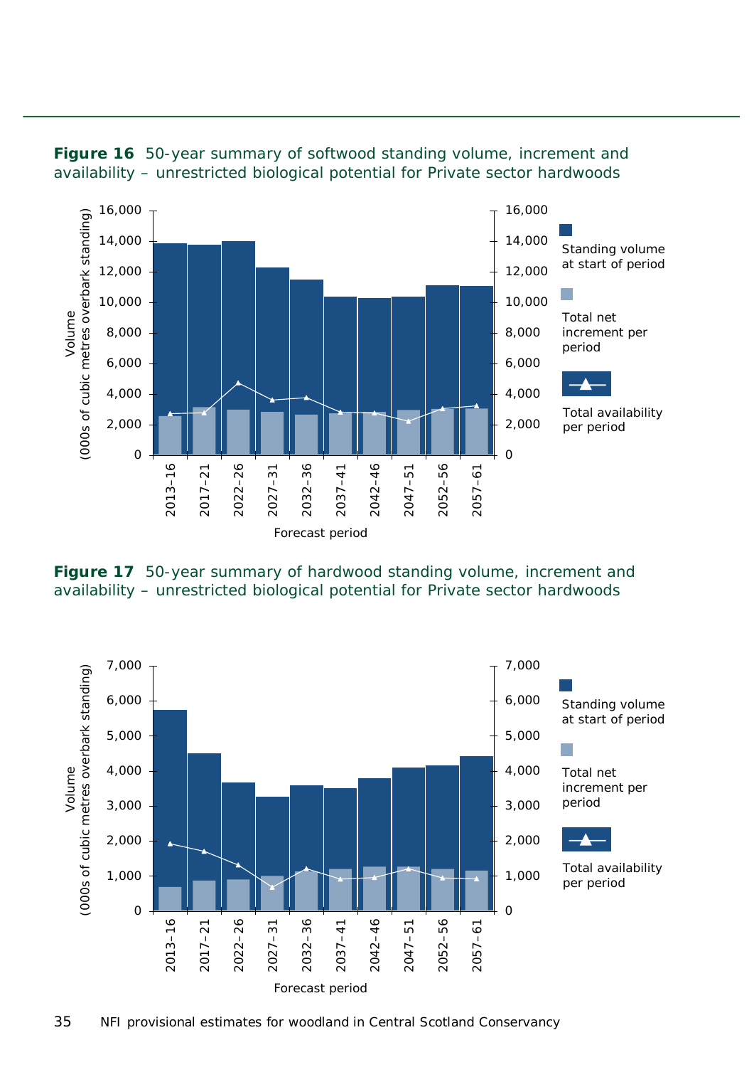**Figure 16** 50-year summary of softwood standing volume, increment and availability – unrestricted biological potential for Private sector hardwoods

**Figure 17** 50-year summary of hardwood standing volume, increment and availability – unrestricted biological potential for Private sector hardwoods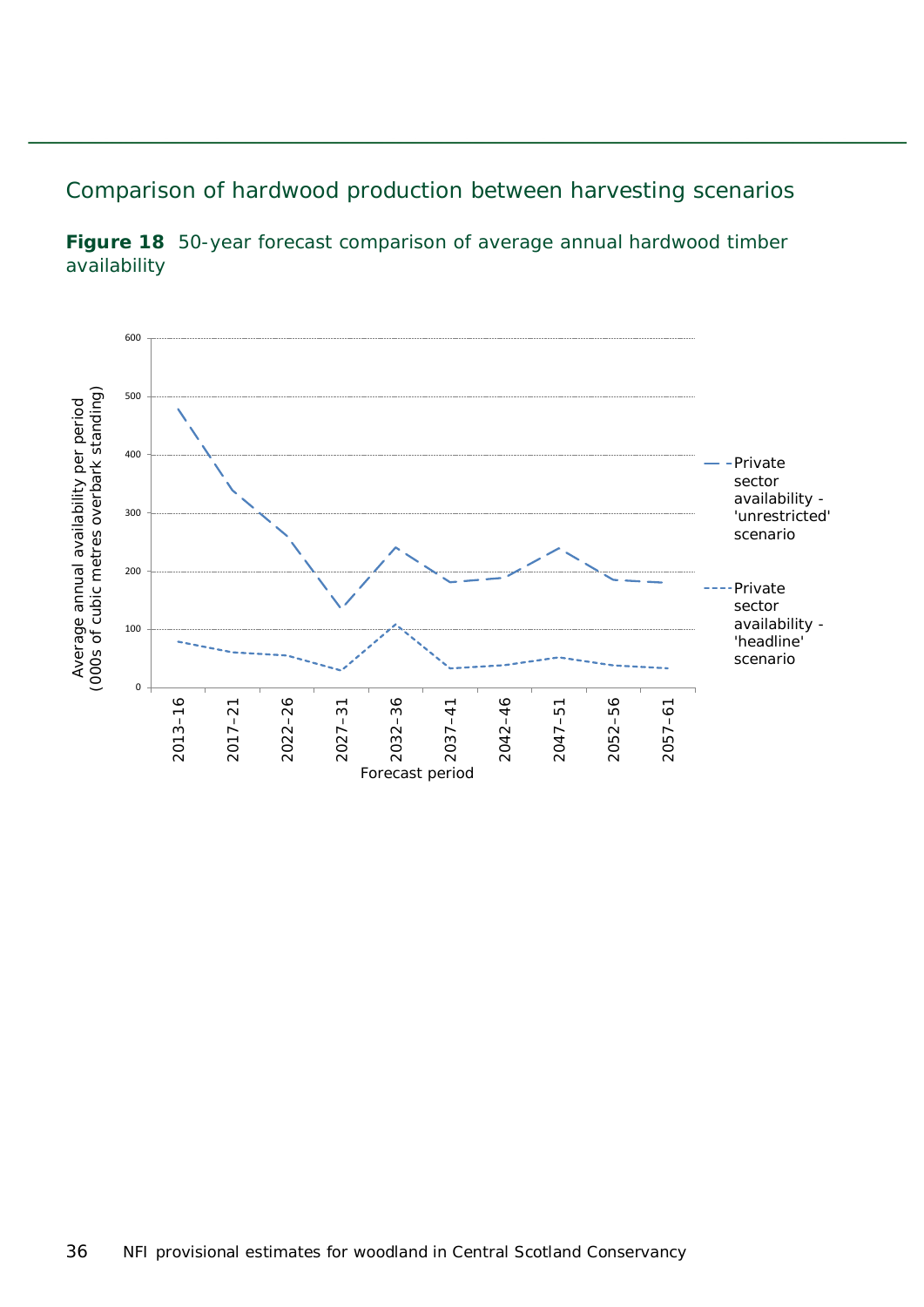## Comparison of hardwood production between harvesting scenarios

**Figure 18** 50-year forecast comparison of average annual hardwood timber availability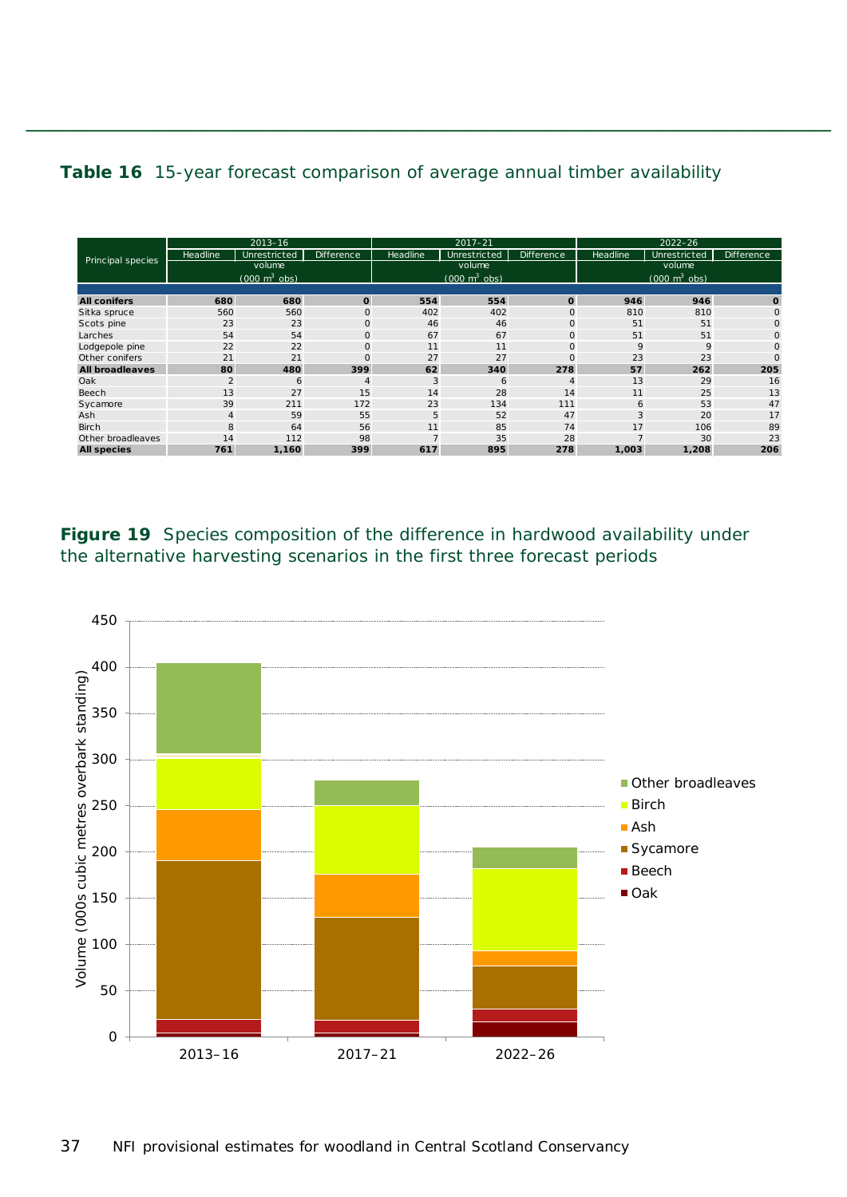**Table 16** 15-year forecast comparison of average annual timber availability

| Principal species | 2013–16 | | | 2017–21 | | | 2022–26 | | |
|---|---|---|---|---|---|---|---|---|---|
| | Headline | Unrestricted | Difference | Headline | Unrestricted | Difference | Headline | Unrestricted | Difference |
| | volume (000 m$^3$ obs) | | | volume (000 m$^3$ obs) | | | volume (000 m$^3$ obs) | | |
| **All conifers** | **680** | **680** | **0** | **554** | **554** | **0** | **946** | **946** | **0** |
| Sitka spruce | 560 | 560 | 0 | 402 | 402 | 0 | 810 | 810 | 0 |
| Scots pine | 23 | 23 | 0 | 46 | 46 | 0 | 51 | 51 | 0 |
| Larches | 54 | 54 | 0 | 67 | 67 | 0 | 51 | 51 | 0 |
| Lodgepole pine | 22 | 22 | 0 | 11 | 11 | 0 | 9 | 9 | 0 |
| Other conifers | 21 | 21 | 0 | 27 | 27 | 0 | 23 | 23 | 0 |
| **All broadleaves** | **80** | **480** | **399** | **62** | **340** | **278** | **57** | **262** | **205** |
| Oak | 2 | 6 | 4 | 3 | 6 | 4 | 13 | 29 | 16 |
| Beech | 13 | 27 | 15 | 14 | 28 | 14 | 11 | 25 | 13 |
| Sycamore | 39 | 211 | 172 | 23 | 134 | 111 | 6 | 53 | 47 |
| Ash | 4 | 59 | 55 | 5 | 52 | 47 | 3 | 20 | 17 |
| Birch | 8 | 64 | 56 | 11 | 85 | 74 | 17 | 106 | 89 |
| Other broadleaves | 14 | 112 | 98 | 7 | 35 | 28 | 7 | 30 | 23 |
| **All species** | **761** | **1,160** | **399** | **617** | **895** | **278** | **1,003** | **1,208** | **206** |

**Figure 19** Species composition of the difference in hardwood availability under the alternative harvesting scenarios in the first three forecast periods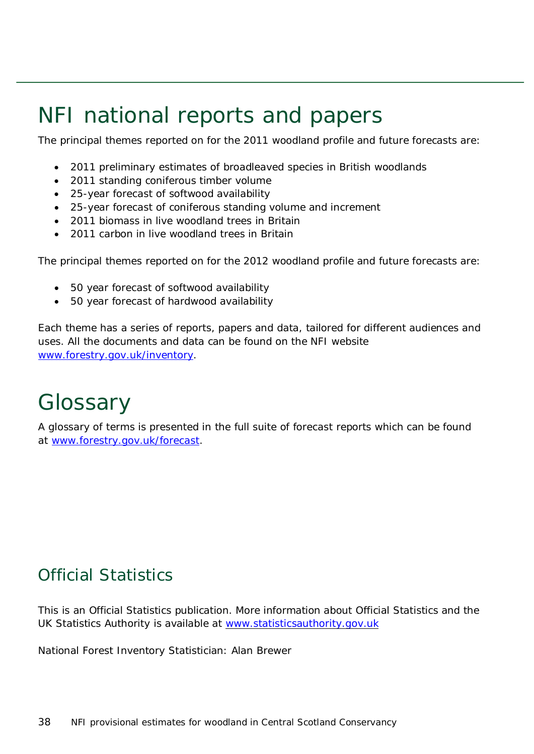# NFI national reports and papers

The principal themes reported on for the 2011 woodland profile and future forecasts are:

- 2011 preliminary estimates of broadleaved species in British woodlands
- 2011 standing coniferous timber volume
- 25-year forecast of softwood availability
- 25-year forecast of coniferous standing volume and increment
- 2011 biomass in live woodland trees in Britain
- 2011 carbon in live woodland trees in Britain

The principal themes reported on for the 2012 woodland profile and future forecasts are:

- 50 year forecast of softwood availability
- 50 year forecast of hardwood availability

Each theme has a series of reports, papers and data, tailored for different audiences and uses. All the documents and data can be found on the NFI website www.forestry.gov.uk/inventory.

# Glossary

A glossary of terms is presented in the full suite of forecast reports which can be found at www.forestry.gov.uk/forecast.

## Official Statistics

This is an Official Statistics publication. More information about Official Statistics and the UK Statistics Authority is available at www.statisticsauthority.gov.uk

National Forest Inventory Statistician: Alan Brewer